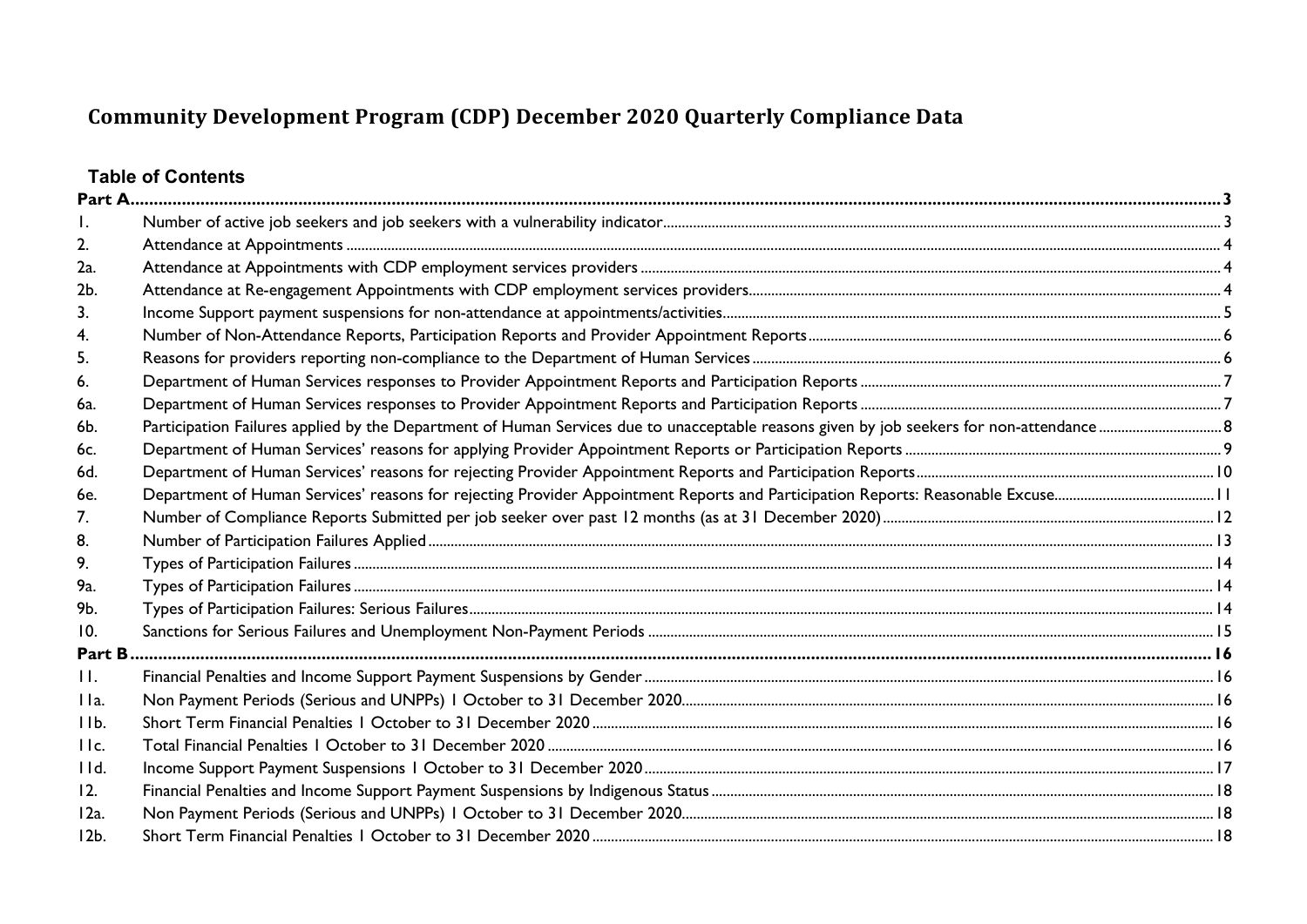# Community Development Program (CDP) December 2020 Quarterly Compliance Data

## Table of Contents

| | | |
|---|---|---|
| **Part A** | | **3** |
| 1. | Number of active job seekers and job seekers with a vulnerability indicator | 3 |
| 2. | Attendance at Appointments | 4 |
| 2a. | Attendance at Appointments with CDP employment services providers | 4 |
| 2b. | Attendance at Re-engagement Appointments with CDP employment services providers | 4 |
| 3. | Income Support payment suspensions for non-attendance at appointments/activities | 5 |
| 4. | Number of Non-Attendance Reports, Participation Reports and Provider Appointment Reports | 6 |
| 5. | Reasons for providers reporting non-compliance to the Department of Human Services | 6 |
| 6. | Department of Human Services responses to Provider Appointment Reports and Participation Reports | 7 |
| 6a. | Department of Human Services responses to Provider Appointment Reports and Participation Reports | 7 |
| 6b. | Participation Failures applied by the Department of Human Services due to unacceptable reasons given by job seekers for non-attendance | 8 |
| 6c. | Department of Human Services' reasons for applying Provider Appointment Reports or Participation Reports | 9 |
| 6d. | Department of Human Services' reasons for rejecting Provider Appointment Reports and Participation Reports | 10 |
| 6e. | Department of Human Services' reasons for rejecting Provider Appointment Reports and Participation Reports: Reasonable Excuse | 11 |
| 7. | Number of Compliance Reports Submitted per job seeker over past 12 months (as at 31 December 2020) | 12 |
| 8. | Number of Participation Failures Applied | 13 |
| 9. | Types of Participation Failures | 14 |
| 9a. | Types of Participation Failures | 14 |
| 9b. | Types of Participation Failures: Serious Failures | 14 |
| 10. | Sanctions for Serious Failures and Unemployment Non-Payment Periods | 15 |
| **Part B** | | **16** |
| 11. | Financial Penalties and Income Support Payment Suspensions by Gender | 16 |
| 11a. | Non Payment Periods (Serious and UNPPs) 1 October to 31 December 2020 | 16 |
| 11b. | Short Term Financial Penalties 1 October to 31 December 2020 | 16 |
| 11c. | Total Financial Penalties 1 October to 31 December 2020 | 16 |
| 11d. | Income Support Payment Suspensions 1 October to 31 December 2020 | 17 |
| 12. | Financial Penalties and Income Support Payment Suspensions by Indigenous Status | 18 |
| 12a. | Non Payment Periods (Serious and UNPPs) 1 October to 31 December 2020 | 18 |
| 12b. | Short Term Financial Penalties 1 October to 31 December 2020 | 18 |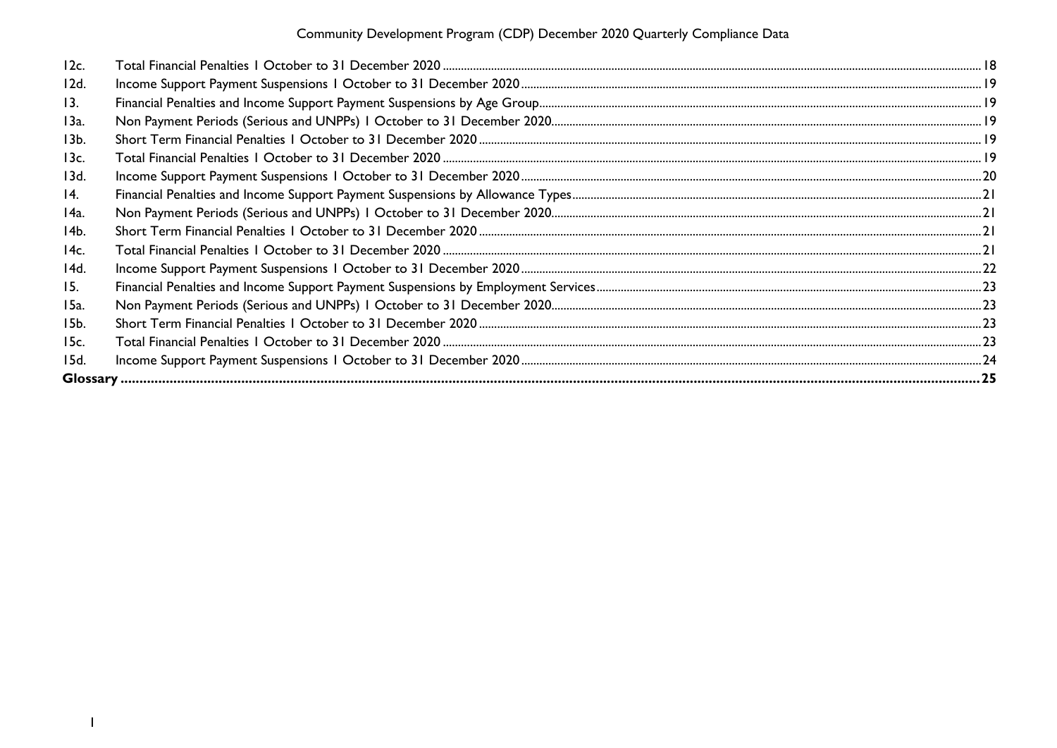| | | |
|---|---|---|
| 12c. | Total Financial Penalties 1 October to 31 December 2020 | 18 |
| 12d. | Income Support Payment Suspensions 1 October to 31 December 2020 | 19 |
| 13. | Financial Penalties and Income Support Payment Suspensions by Age Group | 19 |
| 13a. | Non Payment Periods (Serious and UNPPs) 1 October to 31 December 2020 | 19 |
| 13b. | Short Term Financial Penalties 1 October to 31 December 2020 | 19 |
| 13c. | Total Financial Penalties 1 October to 31 December 2020 | 19 |
| 13d. | Income Support Payment Suspensions 1 October to 31 December 2020 | 20 |
| 14. | Financial Penalties and Income Support Payment Suspensions by Allowance Types | 21 |
| 14a. | Non Payment Periods (Serious and UNPPs) 1 October to 31 December 2020 | 21 |
| 14b. | Short Term Financial Penalties 1 October to 31 December 2020 | 21 |
| 14c. | Total Financial Penalties 1 October to 31 December 2020 | 21 |
| 14d. | Income Support Payment Suspensions 1 October to 31 December 2020 | 22 |
| 15. | Financial Penalties and Income Support Payment Suspensions by Employment Services | 23 |
| 15a. | Non Payment Periods (Serious and UNPPs) 1 October to 31 December 2020 | 23 |
| 15b. | Short Term Financial Penalties 1 October to 31 December 2020 | 23 |
| 15c. | Total Financial Penalties 1 October to 31 December 2020 | 23 |
| 15d. | Income Support Payment Suspensions 1 October to 31 December 2020 | 24 |
| **Glossary** | | **25** |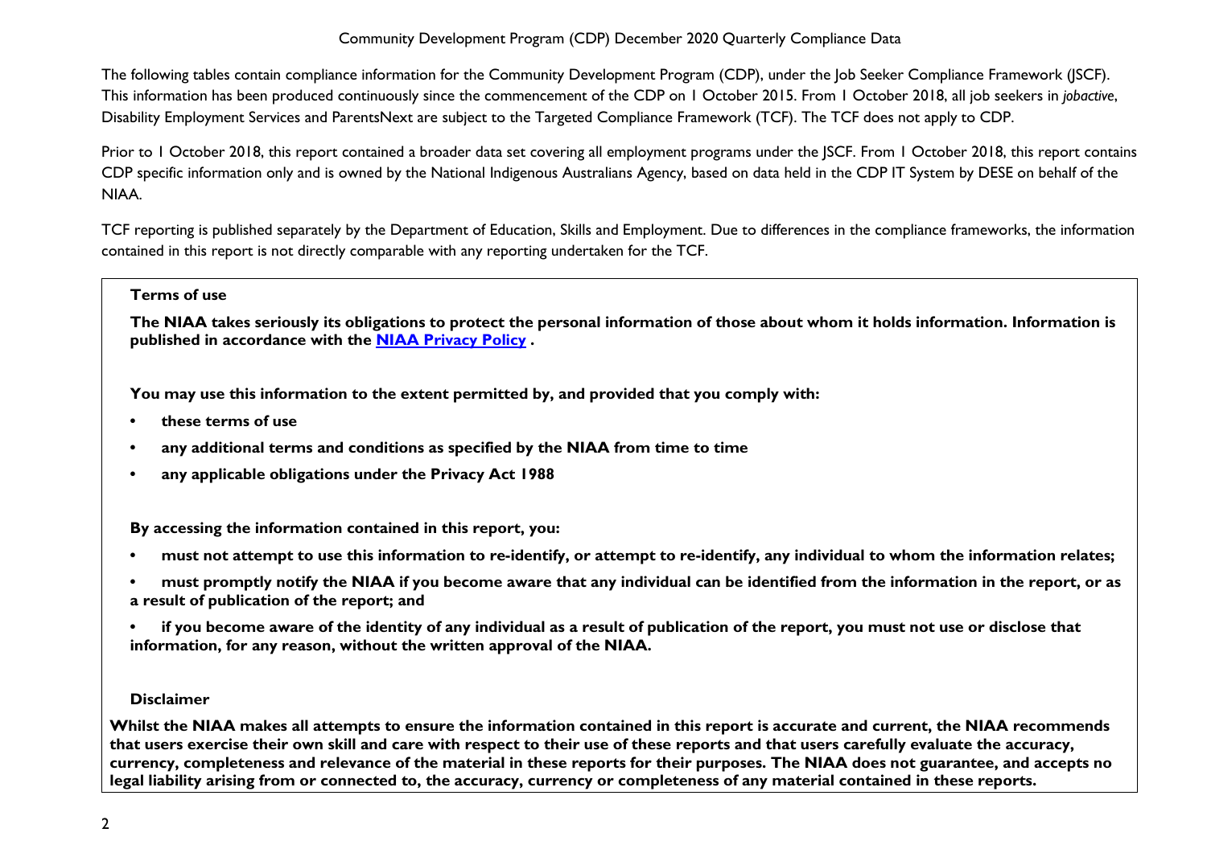The following tables contain compliance information for the Community Development Program (CDP), under the Job Seeker Compliance Framework (JSCF). This information has been produced continuously since the commencement of the CDP on 1 October 2015. From 1 October 2018, all job seekers in *jobactive*, Disability Employment Services and ParentsNext are subject to the Targeted Compliance Framework (TCF). The TCF does not apply to CDP.

Prior to 1 October 2018, this report contained a broader data set covering all employment programs under the JSCF. From 1 October 2018, this report contains CDP specific information only and is owned by the National Indigenous Australians Agency, based on data held in the CDP IT System by DESE on behalf of the NIAA.

TCF reporting is published separately by the Department of Education, Skills and Employment. Due to differences in the compliance frameworks, the information contained in this report is not directly comparable with any reporting undertaken for the TCF.

**Terms of use**

**The NIAA takes seriously its obligations to protect the personal information of those about whom it holds information. Information is published in accordance with the [NIAA Privacy Policy](NIAA Privacy Policy) .**

**You may use this information to the extent permitted by, and provided that you comply with:**

- **these terms of use**
- **any additional terms and conditions as specified by the NIAA from time to time**
- **any applicable obligations under the Privacy Act 1988**

**By accessing the information contained in this report, you:**

- **must not attempt to use this information to re-identify, or attempt to re-identify, any individual to whom the information relates;**
- **must promptly notify the NIAA if you become aware that any individual can be identified from the information in the report, or as a result of publication of the report; and**
- **if you become aware of the identity of any individual as a result of publication of the report, you must not use or disclose that information, for any reason, without the written approval of the NIAA.**

**Disclaimer**

**Whilst the NIAA makes all attempts to ensure the information contained in this report is accurate and current, the NIAA recommends that users exercise their own skill and care with respect to their use of these reports and that users carefully evaluate the accuracy, currency, completeness and relevance of the material in these reports for their purposes. The NIAA does not guarantee, and accepts no legal liability arising from or connected to, the accuracy, currency or completeness of any material contained in these reports.**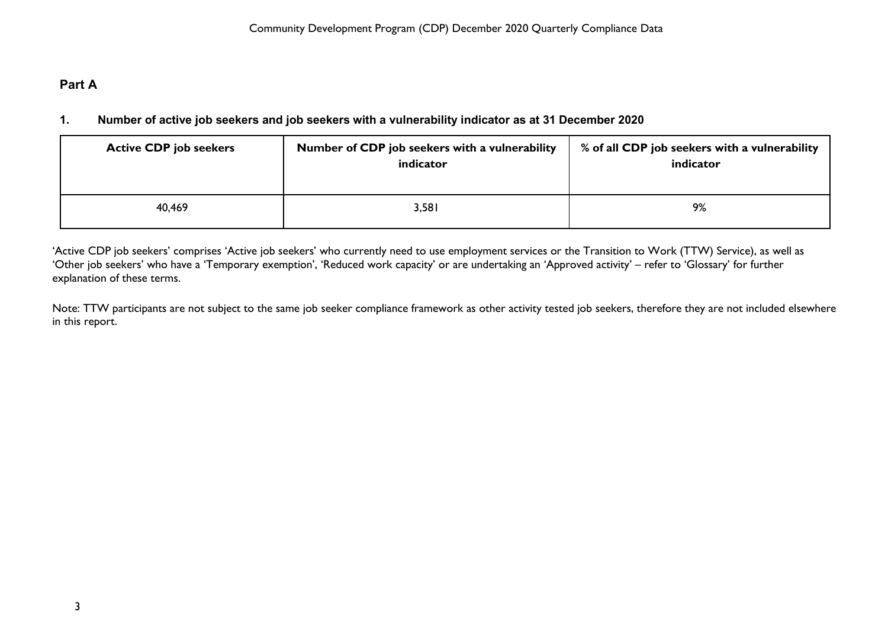## Part A

### 1. Number of active job seekers and job seekers with a vulnerability indicator as at 31 December 2020

| Active CDP job seekers | Number of CDP job seekers with a vulnerability indicator | % of all CDP job seekers with a vulnerability indicator |
|---|---|---|
| 40,469 | 3,581 | 9% |

'Active CDP job seekers' comprises 'Active job seekers' who currently need to use employment services or the Transition to Work (TTW) Service), as well as 'Other job seekers' who have a 'Temporary exemption', 'Reduced work capacity' or are undertaking an 'Approved activity' – refer to 'Glossary' for further explanation of these terms.

Note: TTW participants are not subject to the same job seeker compliance framework as other activity tested job seekers, therefore they are not included elsewhere in this report.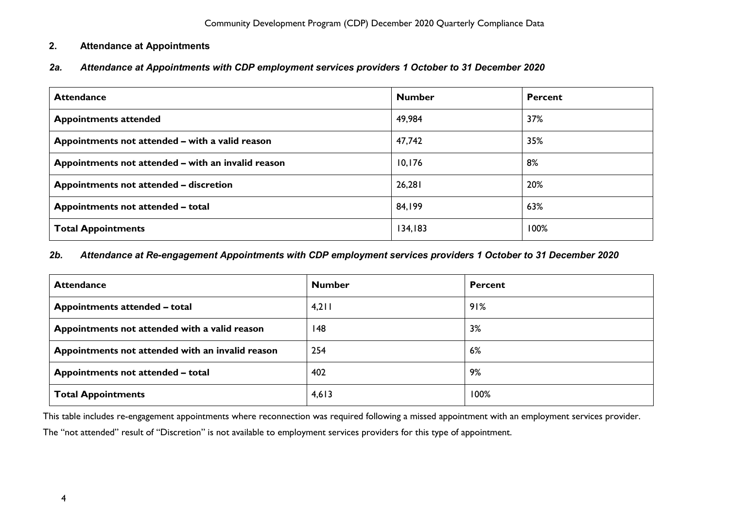## 2. Attendance at Appointments

### *2a. Attendance at Appointments with CDP employment services providers 1 October to 31 December 2020*

| Attendance | Number | Percent |
|---|---|---|
| **Appointments attended** | 49,984 | 37% |
| **Appointments not attended – with a valid reason** | 47,742 | 35% |
| **Appointments not attended – with an invalid reason** | 10,176 | 8% |
| **Appointments not attended – discretion** | 26,281 | 20% |
| **Appointments not attended – total** | 84,199 | 63% |
| **Total Appointments** | 134,183 | 100% |

### *2b. Attendance at Re-engagement Appointments with CDP employment services providers 1 October to 31 December 2020*

| Attendance | Number | Percent |
|---|---|---|
| **Appointments attended – total** | 4,211 | 91% |
| **Appointments not attended with a valid reason** | 148 | 3% |
| **Appointments not attended with an invalid reason** | 254 | 6% |
| **Appointments not attended – total** | 402 | 9% |
| **Total Appointments** | 4,613 | 100% |

This table includes re-engagement appointments where reconnection was required following a missed appointment with an employment services provider.

The "not attended" result of "Discretion" is not available to employment services providers for this type of appointment.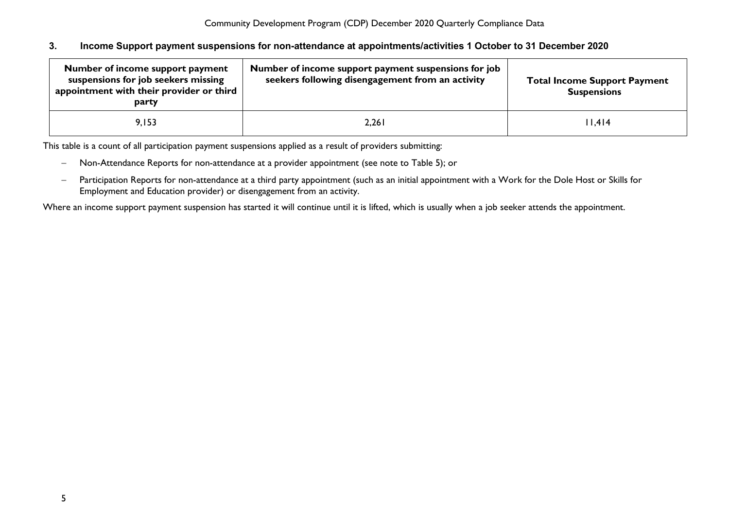## 3. Income Support payment suspensions for non-attendance at appointments/activities 1 October to 31 December 2020

| Number of income support payment suspensions for job seekers missing appointment with their provider or third party | Number of income support payment suspensions for job seekers following disengagement from an activity | Total Income Support Payment Suspensions |
|---|---|---|
| 9,153 | 2,261 | 11,414 |

This table is a count of all participation payment suspensions applied as a result of providers submitting:

- Non-Attendance Reports for non-attendance at a provider appointment (see note to Table 5); or
- Participation Reports for non-attendance at a third party appointment (such as an initial appointment with a Work for the Dole Host or Skills for Employment and Education provider) or disengagement from an activity.

Where an income support payment suspension has started it will continue until it is lifted, which is usually when a job seeker attends the appointment.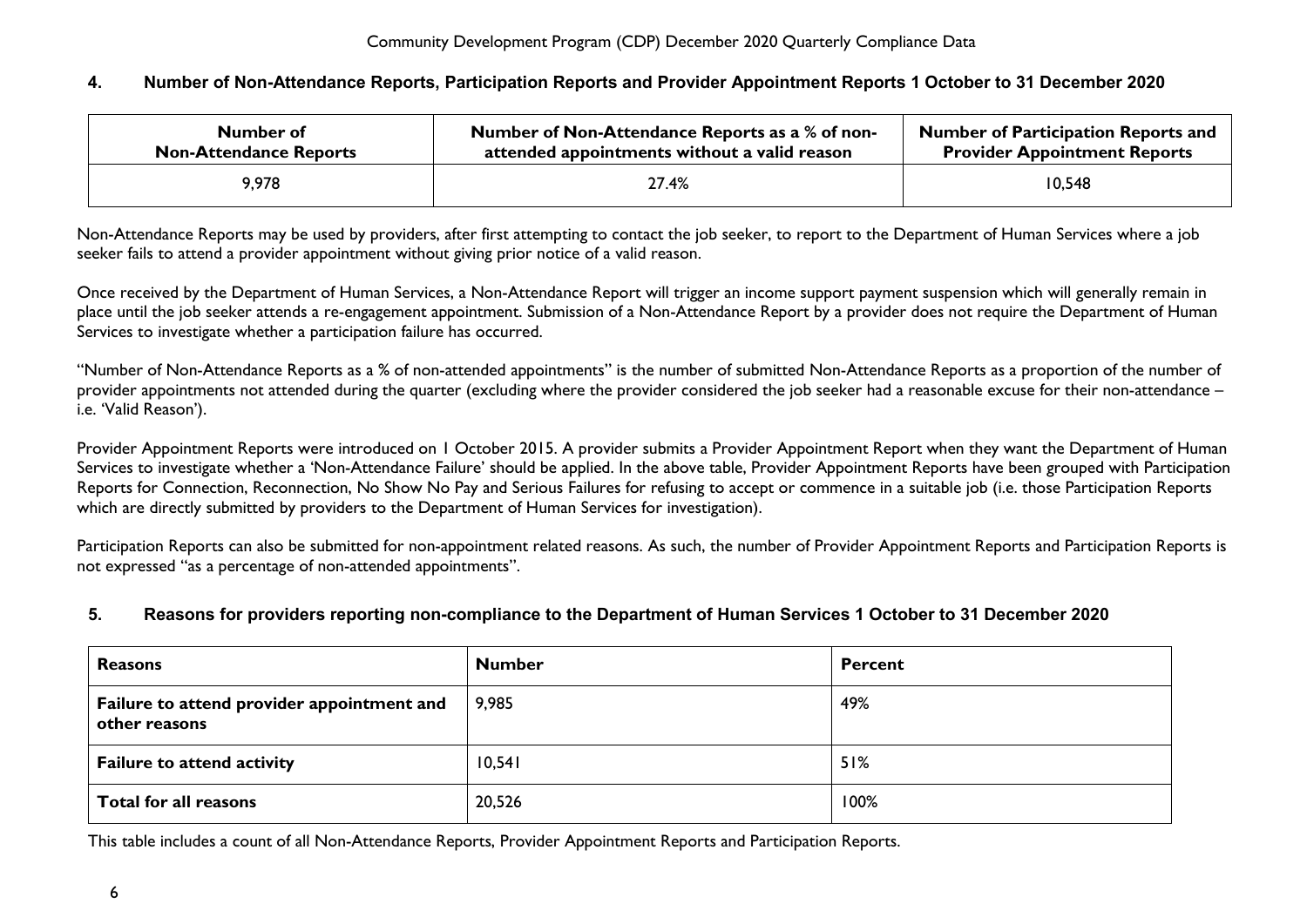## 4. Number of Non-Attendance Reports, Participation Reports and Provider Appointment Reports 1 October to 31 December 2020

| Number of Non-Attendance Reports | Number of Non-Attendance Reports as a % of non-attended appointments without a valid reason | Number of Participation Reports and Provider Appointment Reports |
|---|---|---|
| 9,978 | 27.4% | 10,548 |

Non-Attendance Reports may be used by providers, after first attempting to contact the job seeker, to report to the Department of Human Services where a job seeker fails to attend a provider appointment without giving prior notice of a valid reason.

Once received by the Department of Human Services, a Non-Attendance Report will trigger an income support payment suspension which will generally remain in place until the job seeker attends a re-engagement appointment. Submission of a Non-Attendance Report by a provider does not require the Department of Human Services to investigate whether a participation failure has occurred.

"Number of Non-Attendance Reports as a % of non-attended appointments" is the number of submitted Non-Attendance Reports as a proportion of the number of provider appointments not attended during the quarter (excluding where the provider considered the job seeker had a reasonable excuse for their non-attendance – i.e. 'Valid Reason').

Provider Appointment Reports were introduced on 1 October 2015. A provider submits a Provider Appointment Report when they want the Department of Human Services to investigate whether a 'Non-Attendance Failure' should be applied. In the above table, Provider Appointment Reports have been grouped with Participation Reports for Connection, Reconnection, No Show No Pay and Serious Failures for refusing to accept or commence in a suitable job (i.e. those Participation Reports which are directly submitted by providers to the Department of Human Services for investigation).

Participation Reports can also be submitted for non-appointment related reasons. As such, the number of Provider Appointment Reports and Participation Reports is not expressed "as a percentage of non-attended appointments".

## 5. Reasons for providers reporting non-compliance to the Department of Human Services 1 October to 31 December 2020

| Reasons | Number | Percent |
|---|---|---|
| **Failure to attend provider appointment and other reasons** | 9,985 | 49% |
| **Failure to attend activity** | 10,541 | 51% |
| **Total for all reasons** | 20,526 | 100% |

This table includes a count of all Non-Attendance Reports, Provider Appointment Reports and Participation Reports.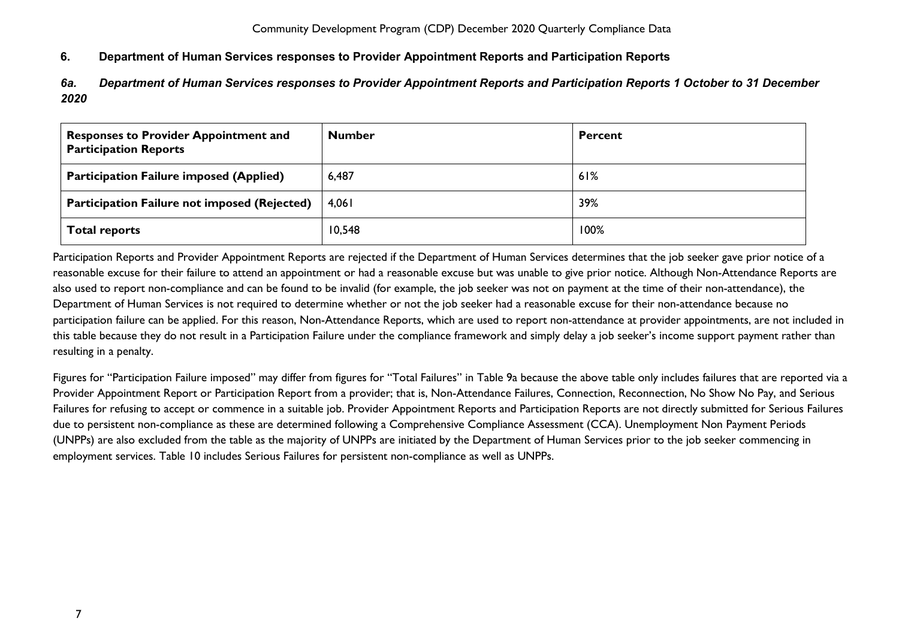## 6. Department of Human Services responses to Provider Appointment Reports and Participation Reports

### *6a. Department of Human Services responses to Provider Appointment Reports and Participation Reports 1 October to 31 December 2020*

| Responses to Provider Appointment and Participation Reports | Number | Percent |
|---|---|---|
| **Participation Failure imposed (Applied)** | 6,487 | 61% |
| **Participation Failure not imposed (Rejected)** | 4,061 | 39% |
| **Total reports** | 10,548 | 100% |

Participation Reports and Provider Appointment Reports are rejected if the Department of Human Services determines that the job seeker gave prior notice of a reasonable excuse for their failure to attend an appointment or had a reasonable excuse but was unable to give prior notice. Although Non-Attendance Reports are also used to report non-compliance and can be found to be invalid (for example, the job seeker was not on payment at the time of their non-attendance), the Department of Human Services is not required to determine whether or not the job seeker had a reasonable excuse for their non-attendance because no participation failure can be applied. For this reason, Non-Attendance Reports, which are used to report non-attendance at provider appointments, are not included in this table because they do not result in a Participation Failure under the compliance framework and simply delay a job seeker's income support payment rather than resulting in a penalty.

Figures for "Participation Failure imposed" may differ from figures for "Total Failures" in Table 9a because the above table only includes failures that are reported via a Provider Appointment Report or Participation Report from a provider; that is, Non-Attendance Failures, Connection, Reconnection, No Show No Pay, and Serious Failures for refusing to accept or commence in a suitable job. Provider Appointment Reports and Participation Reports are not directly submitted for Serious Failures due to persistent non-compliance as these are determined following a Comprehensive Compliance Assessment (CCA). Unemployment Non Payment Periods (UNPPs) are also excluded from the table as the majority of UNPPs are initiated by the Department of Human Services prior to the job seeker commencing in employment services. Table 10 includes Serious Failures for persistent non-compliance as well as UNPPs.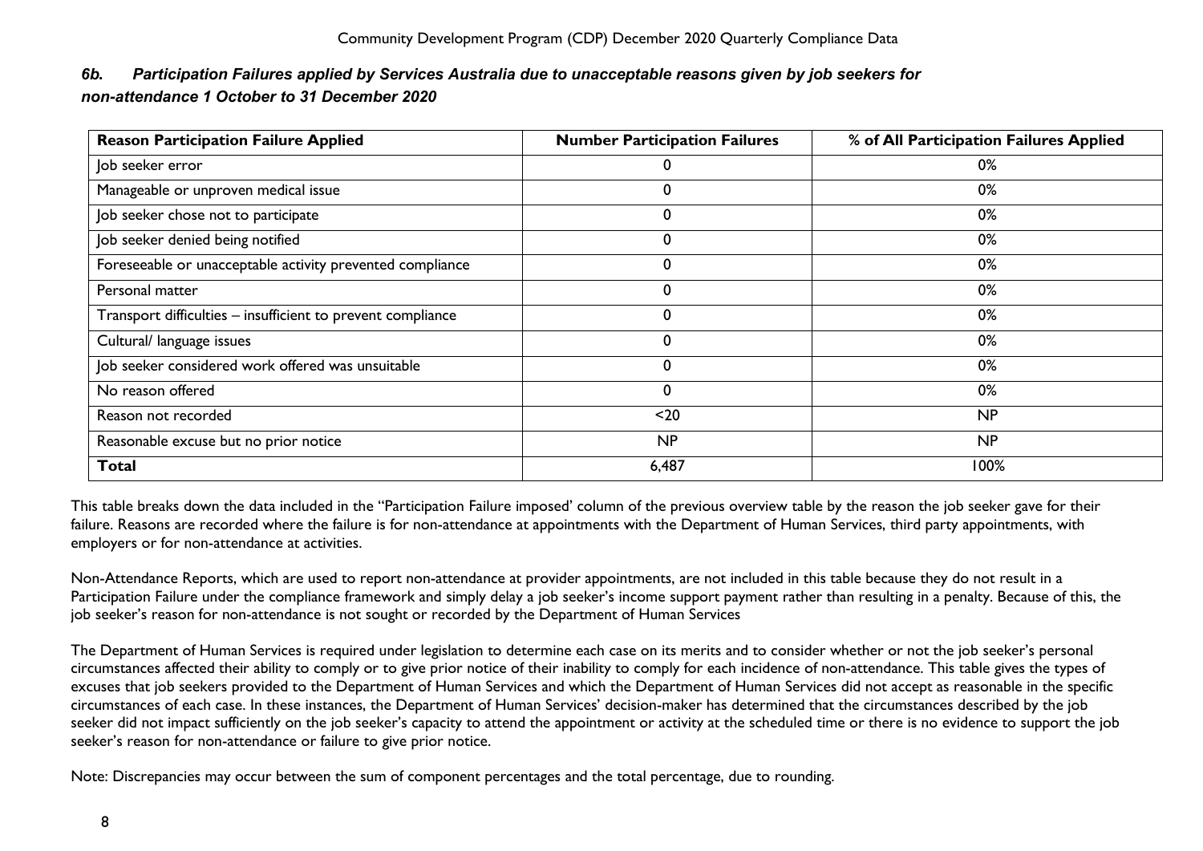### *6b. Participation Failures applied by Services Australia due to unacceptable reasons given by job seekers for non-attendance 1 October to 31 December 2020*

| Reason Participation Failure Applied | Number Participation Failures | % of All Participation Failures Applied |
|---|---|---|
| Job seeker error | 0 | 0% |
| Manageable or unproven medical issue | 0 | 0% |
| Job seeker chose not to participate | 0 | 0% |
| Job seeker denied being notified | 0 | 0% |
| Foreseeable or unacceptable activity prevented compliance | 0 | 0% |
| Personal matter | 0 | 0% |
| Transport difficulties – insufficient to prevent compliance | 0 | 0% |
| Cultural/ language issues | 0 | 0% |
| Job seeker considered work offered was unsuitable | 0 | 0% |
| No reason offered | 0 | 0% |
| Reason not recorded | <20 | NP |
| Reasonable excuse but no prior notice | NP | NP |
| **Total** | 6,487 | 100% |

This table breaks down the data included in the "Participation Failure imposed' column of the previous overview table by the reason the job seeker gave for their failure. Reasons are recorded where the failure is for non-attendance at appointments with the Department of Human Services, third party appointments, with employers or for non-attendance at activities.

Non-Attendance Reports, which are used to report non-attendance at provider appointments, are not included in this table because they do not result in a Participation Failure under the compliance framework and simply delay a job seeker's income support payment rather than resulting in a penalty. Because of this, the job seeker's reason for non-attendance is not sought or recorded by the Department of Human Services

The Department of Human Services is required under legislation to determine each case on its merits and to consider whether or not the job seeker's personal circumstances affected their ability to comply or to give prior notice of their inability to comply for each incidence of non-attendance. This table gives the types of excuses that job seekers provided to the Department of Human Services and which the Department of Human Services did not accept as reasonable in the specific circumstances of each case. In these instances, the Department of Human Services' decision-maker has determined that the circumstances described by the job seeker did not impact sufficiently on the job seeker's capacity to attend the appointment or activity at the scheduled time or there is no evidence to support the job seeker's reason for non-attendance or failure to give prior notice.

Note: Discrepancies may occur between the sum of component percentages and the total percentage, due to rounding.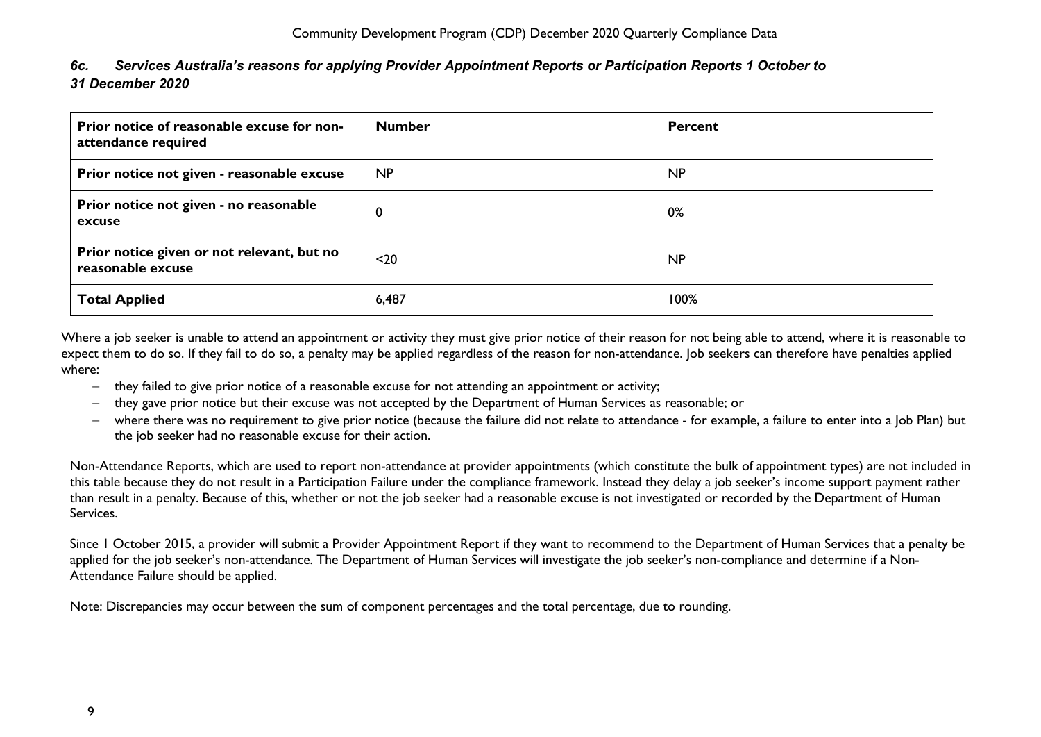### *6c. Services Australia's reasons for applying Provider Appointment Reports or Participation Reports 1 October to 31 December 2020*

| Prior notice of reasonable excuse for non-attendance required | Number | Percent |
| --- | --- | --- |
| Prior notice not given - reasonable excuse | NP | NP |
| Prior notice not given - no reasonable excuse | 0 | 0% |
| Prior notice given or not relevant, but no reasonable excuse | <20 | NP |
| Total Applied | 6,487 | 100% |

Where a job seeker is unable to attend an appointment or activity they must give prior notice of their reason for not being able to attend, where it is reasonable to expect them to do so. If they fail to do so, a penalty may be applied regardless of the reason for non-attendance. Job seekers can therefore have penalties applied where:

- they failed to give prior notice of a reasonable excuse for not attending an appointment or activity;
- they gave prior notice but their excuse was not accepted by the Department of Human Services as reasonable; or
- where there was no requirement to give prior notice (because the failure did not relate to attendance - for example, a failure to enter into a Job Plan) but the job seeker had no reasonable excuse for their action.

Non-Attendance Reports, which are used to report non-attendance at provider appointments (which constitute the bulk of appointment types) are not included in this table because they do not result in a Participation Failure under the compliance framework. Instead they delay a job seeker's income support payment rather than result in a penalty. Because of this, whether or not the job seeker had a reasonable excuse is not investigated or recorded by the Department of Human Services.

Since 1 October 2015, a provider will submit a Provider Appointment Report if they want to recommend to the Department of Human Services that a penalty be applied for the job seeker's non-attendance. The Department of Human Services will investigate the job seeker's non-compliance and determine if a Non-Attendance Failure should be applied.

Note: Discrepancies may occur between the sum of component percentages and the total percentage, due to rounding.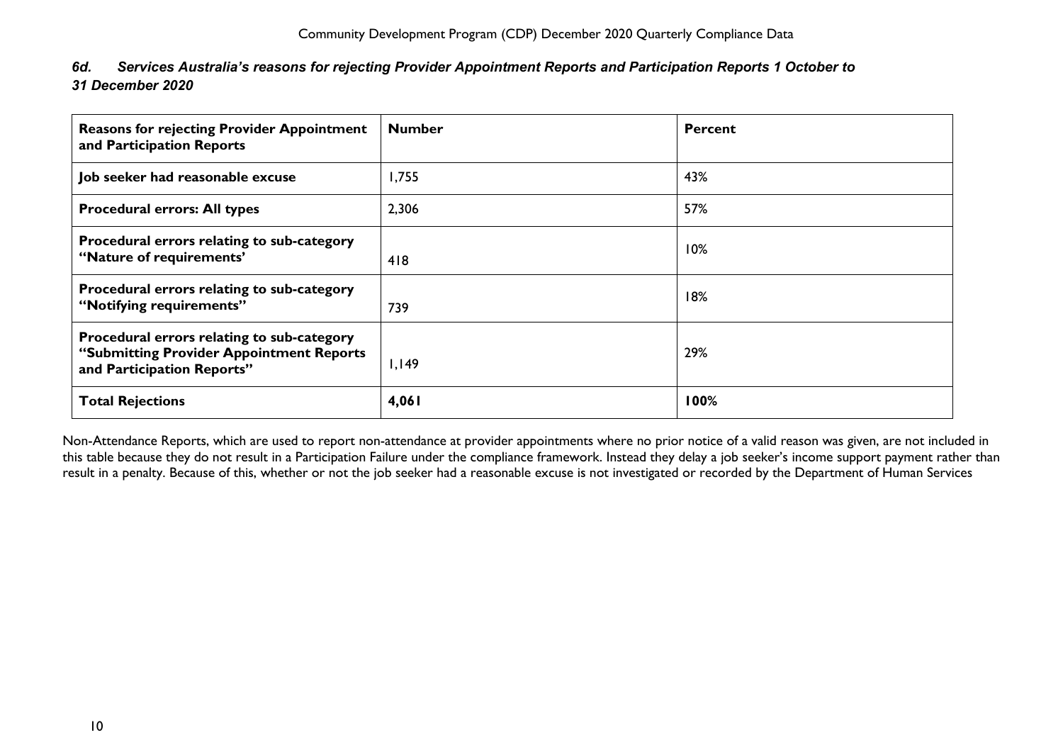### *6d. Services Australia's reasons for rejecting Provider Appointment Reports and Participation Reports 1 October to 31 December 2020*

| **Reasons for rejecting Provider Appointment and Participation Reports** | **Number** | **Percent** |
|---|---|---|
| **Job seeker had reasonable excuse** | 1,755 | 43% |
| **Procedural errors: All types** | 2,306 | 57% |
| **Procedural errors relating to sub-category "Nature of requirements'** | 418 | 10% |
| **Procedural errors relating to sub-category "Notifying requirements"** | 739 | 18% |
| **Procedural errors relating to sub-category "Submitting Provider Appointment Reports and Participation Reports"** | 1,149 | 29% |
| **Total Rejections** | **4,061** | **100%** |

Non-Attendance Reports, which are used to report non-attendance at provider appointments where no prior notice of a valid reason was given, are not included in this table because they do not result in a Participation Failure under the compliance framework. Instead they delay a job seeker's income support payment rather than result in a penalty. Because of this, whether or not the job seeker had a reasonable excuse is not investigated or recorded by the Department of Human Services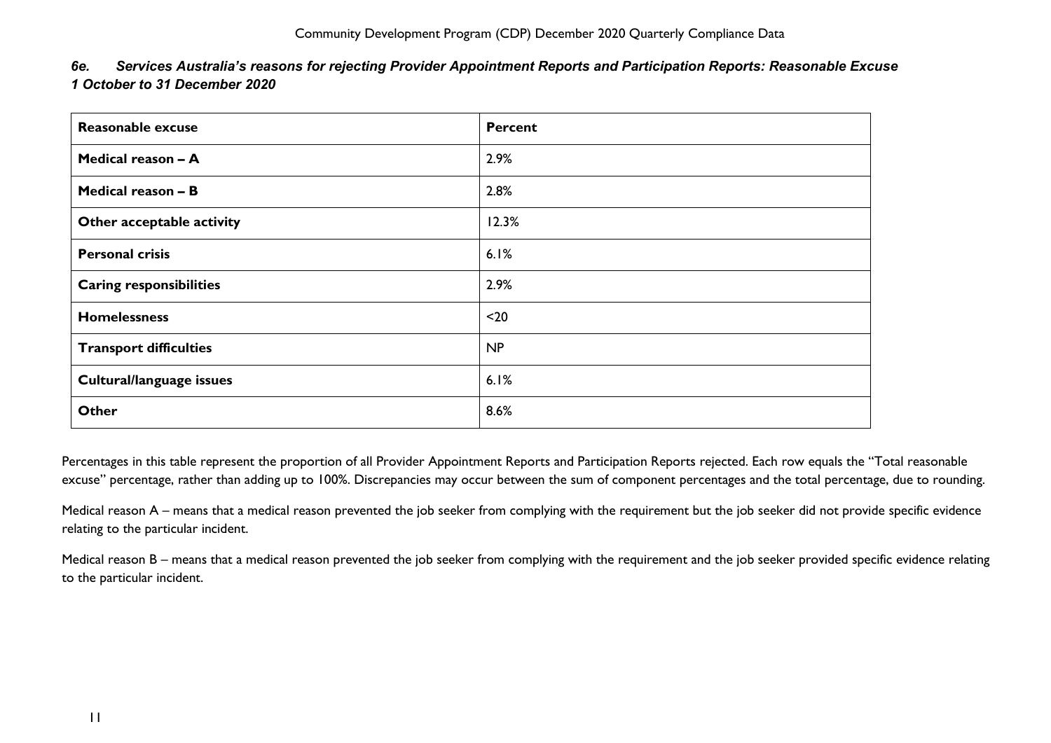### *6e. Services Australia's reasons for rejecting Provider Appointment Reports and Participation Reports: Reasonable Excuse*
### *1 October to 31 December 2020*

| Reasonable excuse | Percent |
| --- | --- |
| **Medical reason – A** | 2.9% |
| **Medical reason – B** | 2.8% |
| **Other acceptable activity** | 12.3% |
| **Personal crisis** | 6.1% |
| **Caring responsibilities** | 2.9% |
| **Homelessness** | <20 |
| **Transport difficulties** | NP |
| **Cultural/language issues** | 6.1% |
| **Other** | 8.6% |

Percentages in this table represent the proportion of all Provider Appointment Reports and Participation Reports rejected. Each row equals the "Total reasonable excuse" percentage, rather than adding up to 100%. Discrepancies may occur between the sum of component percentages and the total percentage, due to rounding.

Medical reason A – means that a medical reason prevented the job seeker from complying with the requirement but the job seeker did not provide specific evidence relating to the particular incident.

Medical reason B – means that a medical reason prevented the job seeker from complying with the requirement and the job seeker provided specific evidence relating to the particular incident.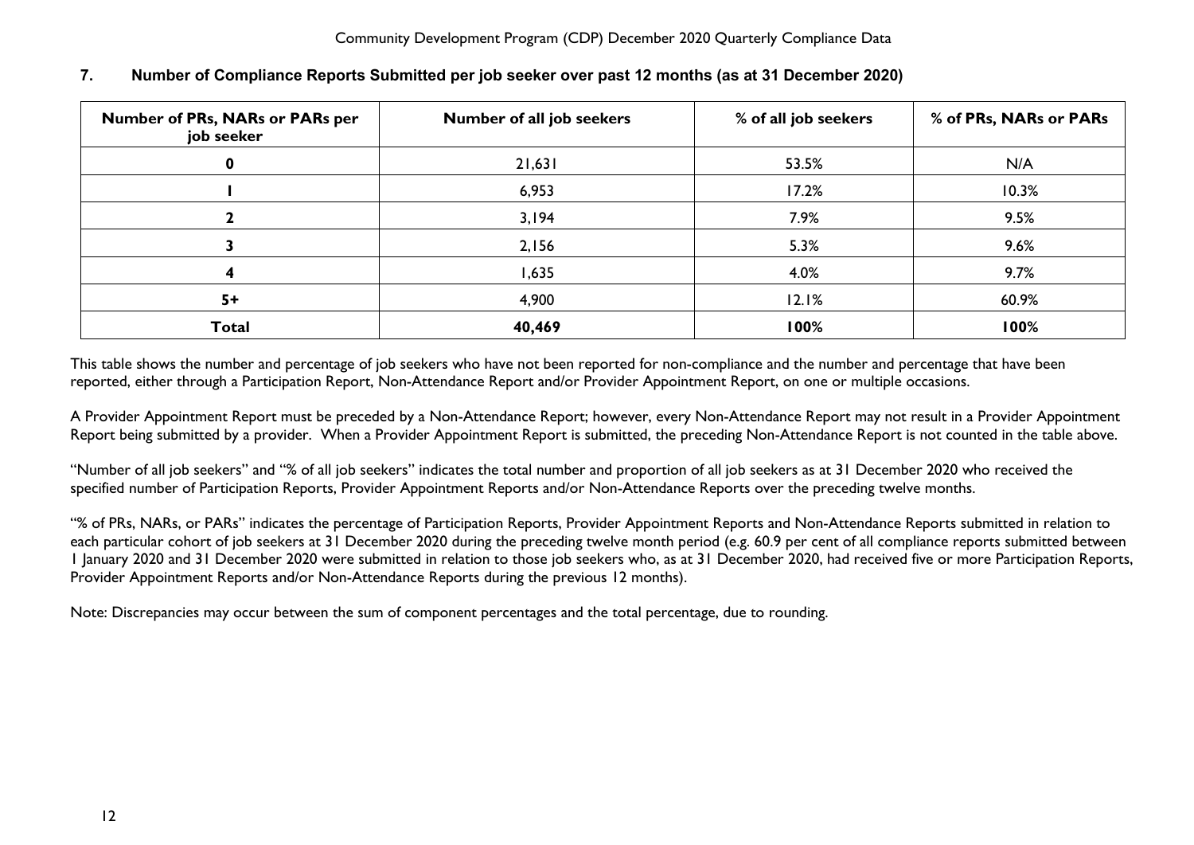## 7. Number of Compliance Reports Submitted per job seeker over past 12 months (as at 31 December 2020)

| Number of PRs, NARs or PARs per job seeker | Number of all job seekers | % of all job seekers | % of PRs, NARs or PARs |
|---|---|---|---|
| **0** | 21,631 | 53.5% | N/A |
| **1** | 6,953 | 17.2% | 10.3% |
| **2** | 3,194 | 7.9% | 9.5% |
| **3** | 2,156 | 5.3% | 9.6% |
| **4** | 1,635 | 4.0% | 9.7% |
| **5+** | 4,900 | 12.1% | 60.9% |
| **Total** | **40,469** | **100%** | **100%** |

This table shows the number and percentage of job seekers who have not been reported for non-compliance and the number and percentage that have been reported, either through a Participation Report, Non-Attendance Report and/or Provider Appointment Report, on one or multiple occasions.

A Provider Appointment Report must be preceded by a Non-Attendance Report; however, every Non-Attendance Report may not result in a Provider Appointment Report being submitted by a provider. When a Provider Appointment Report is submitted, the preceding Non-Attendance Report is not counted in the table above.

"Number of all job seekers" and "% of all job seekers" indicates the total number and proportion of all job seekers as at 31 December 2020 who received the specified number of Participation Reports, Provider Appointment Reports and/or Non-Attendance Reports over the preceding twelve months.

"% of PRs, NARs, or PARs" indicates the percentage of Participation Reports, Provider Appointment Reports and Non-Attendance Reports submitted in relation to each particular cohort of job seekers at 31 December 2020 during the preceding twelve month period (e.g. 60.9 per cent of all compliance reports submitted between 1 January 2020 and 31 December 2020 were submitted in relation to those job seekers who, as at 31 December 2020, had received five or more Participation Reports, Provider Appointment Reports and/or Non-Attendance Reports during the previous 12 months).

Note: Discrepancies may occur between the sum of component percentages and the total percentage, due to rounding.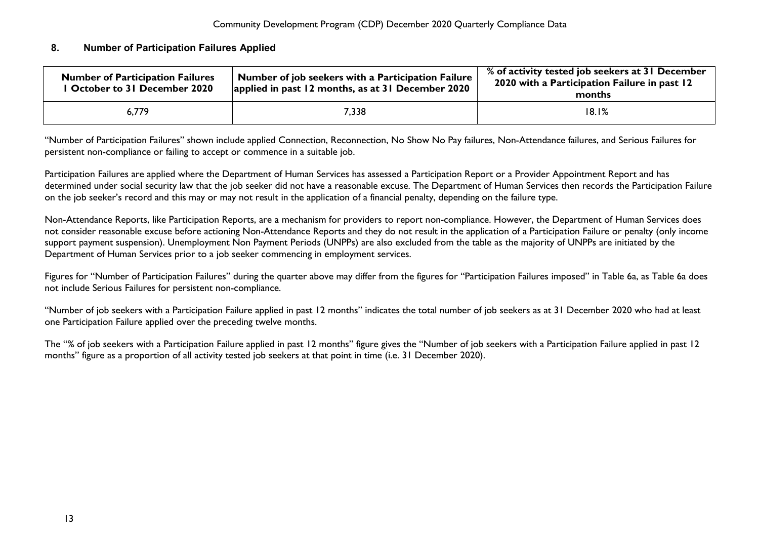## 8. Number of Participation Failures Applied

| Number of Participation Failures 1 October to 31 December 2020 | Number of job seekers with a Participation Failure applied in past 12 months, as at 31 December 2020 | % of activity tested job seekers at 31 December 2020 with a Participation Failure in past 12 months |
|---|---|---|
| 6,779 | 7,338 | 18.1% |

"Number of Participation Failures" shown include applied Connection, Reconnection, No Show No Pay failures, Non-Attendance failures, and Serious Failures for persistent non-compliance or failing to accept or commence in a suitable job.

Participation Failures are applied where the Department of Human Services has assessed a Participation Report or a Provider Appointment Report and has determined under social security law that the job seeker did not have a reasonable excuse. The Department of Human Services then records the Participation Failure on the job seeker's record and this may or may not result in the application of a financial penalty, depending on the failure type.

Non-Attendance Reports, like Participation Reports, are a mechanism for providers to report non-compliance. However, the Department of Human Services does not consider reasonable excuse before actioning Non-Attendance Reports and they do not result in the application of a Participation Failure or penalty (only income support payment suspension). Unemployment Non Payment Periods (UNPPs) are also excluded from the table as the majority of UNPPs are initiated by the Department of Human Services prior to a job seeker commencing in employment services.

Figures for "Number of Participation Failures" during the quarter above may differ from the figures for "Participation Failures imposed" in Table 6a, as Table 6a does not include Serious Failures for persistent non-compliance.

"Number of job seekers with a Participation Failure applied in past 12 months" indicates the total number of job seekers as at 31 December 2020 who had at least one Participation Failure applied over the preceding twelve months.

The "% of job seekers with a Participation Failure applied in past 12 months" figure gives the "Number of job seekers with a Participation Failure applied in past 12 months" figure as a proportion of all activity tested job seekers at that point in time (i.e. 31 December 2020).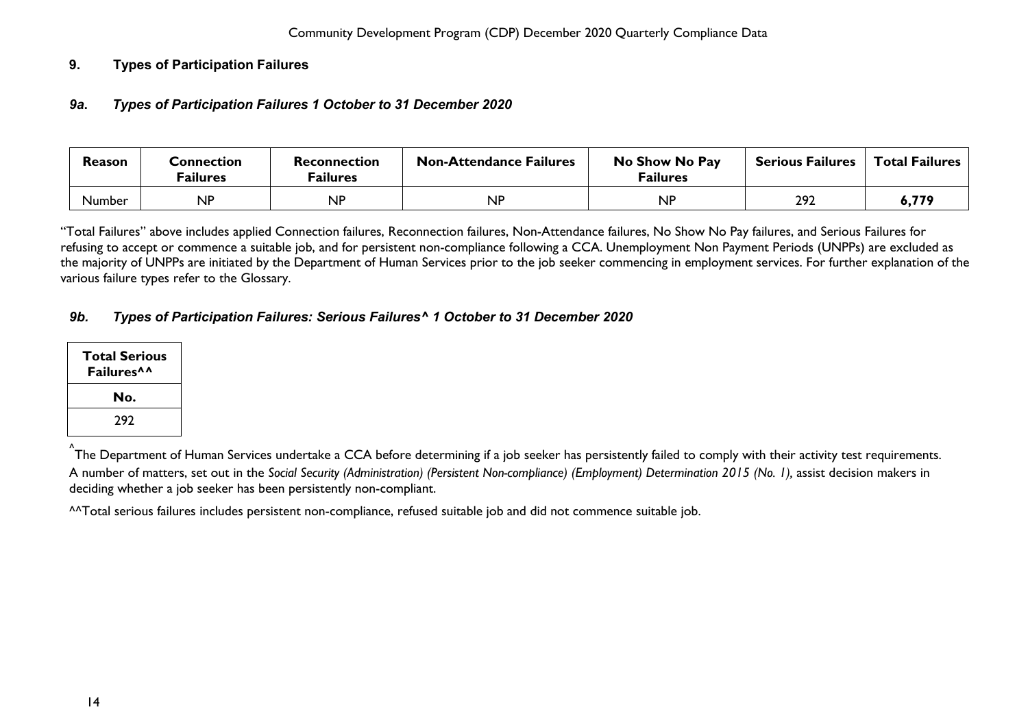## 9. Types of Participation Failures

### *9a. Types of Participation Failures 1 October to 31 December 2020*

| Reason | Connection Failures | Reconnection Failures | Non-Attendance Failures | No Show No Pay Failures | Serious Failures | Total Failures |
|---|---|---|---|---|---|---|
| Number | NP | NP | NP | NP | 292 | **6,779** |

"Total Failures" above includes applied Connection failures, Reconnection failures, Non-Attendance failures, No Show No Pay failures, and Serious Failures for refusing to accept or commence a suitable job, and for persistent non-compliance following a CCA. Unemployment Non Payment Periods (UNPPs) are excluded as the majority of UNPPs are initiated by the Department of Human Services prior to the job seeker commencing in employment services. For further explanation of the various failure types refer to the Glossary.

### *9b. Types of Participation Failures: Serious Failures^ 1 October to 31 December 2020*

| Total Serious Failures^^ |
|---|
| **No.** |
| 292 |

^The Department of Human Services undertake a CCA before determining if a job seeker has persistently failed to comply with their activity test requirements. A number of matters, set out in the *Social Security (Administration) (Persistent Non-compliance) (Employment) Determination 2015 (No. 1),* assist decision makers in deciding whether a job seeker has been persistently non-compliant.

^^Total serious failures includes persistent non-compliance, refused suitable job and did not commence suitable job.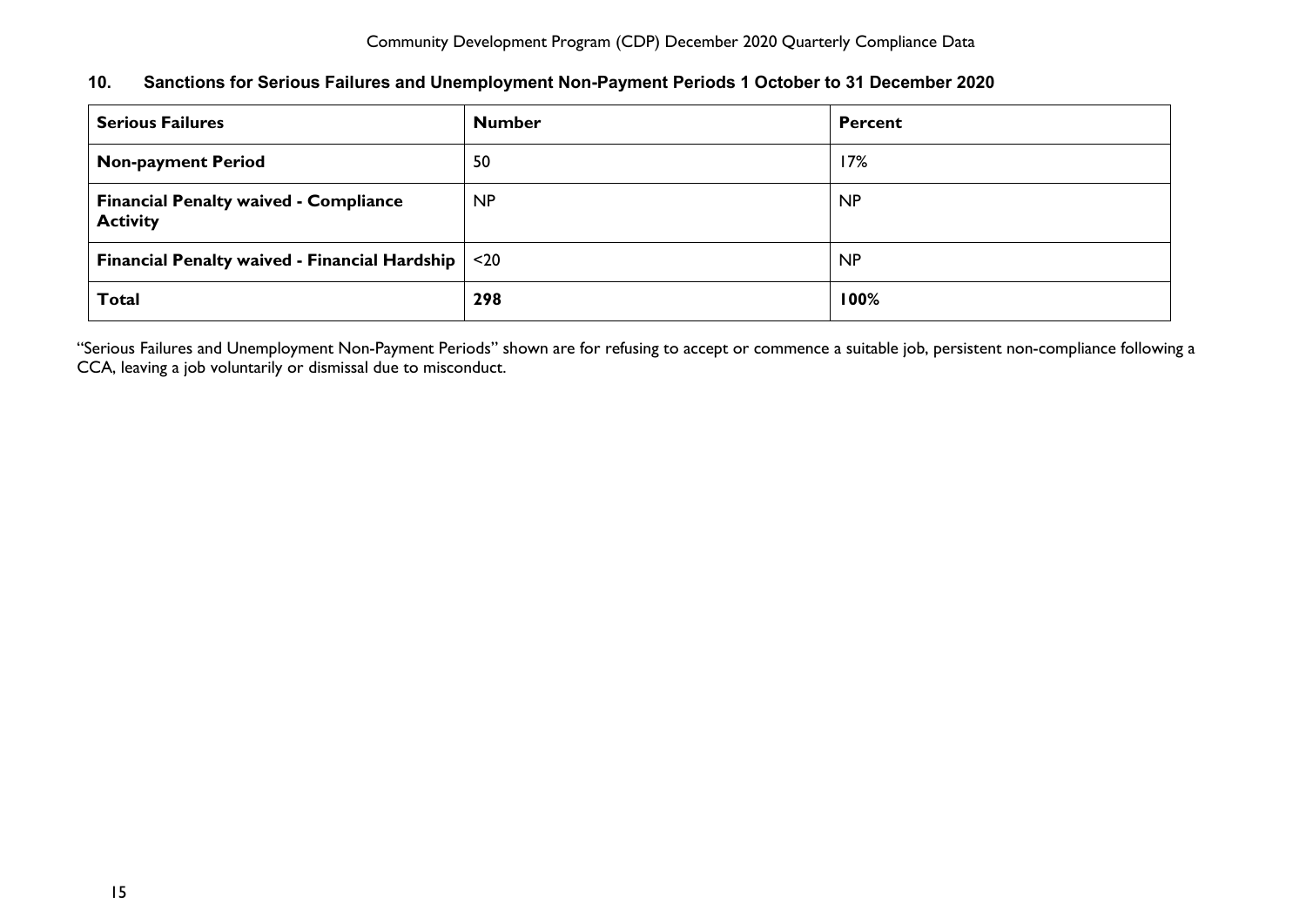## 10. Sanctions for Serious Failures and Unemployment Non-Payment Periods 1 October to 31 December 2020

| Serious Failures | Number | Percent |
|---|---|---|
| **Non-payment Period** | 50 | 17% |
| **Financial Penalty waived - Compliance Activity** | NP | NP |
| **Financial Penalty waived - Financial Hardship** | <20 | NP |
| **Total** | **298** | **100%** |

"Serious Failures and Unemployment Non-Payment Periods" shown are for refusing to accept or commence a suitable job, persistent non-compliance following a CCA, leaving a job voluntarily or dismissal due to misconduct.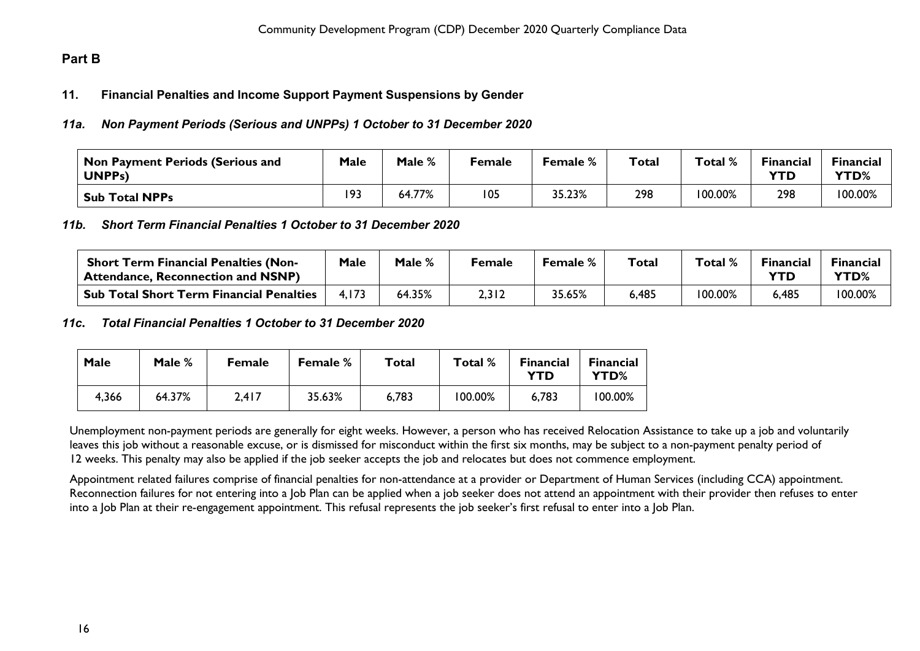## Part B

### 11. Financial Penalties and Income Support Payment Suspensions by Gender

#### *11a. Non Payment Periods (Serious and UNPPs) 1 October to 31 December 2020*

| Non Payment Periods (Serious and UNPPs) | Male | Male % | Female | Female % | Total | Total % | Financial YTD | Financial YTD% |
|---|---|---|---|---|---|---|---|---|
| **Sub Total NPPs** | 193 | 64.77% | 105 | 35.23% | 298 | 100.00% | 298 | 100.00% |

#### *11b. Short Term Financial Penalties 1 October to 31 December 2020*

| Short Term Financial Penalties (Non-Attendance, Reconnection and NSNP) | Male | Male % | Female | Female % | Total | Total % | Financial YTD | Financial YTD% |
|---|---|---|---|---|---|---|---|---|
| **Sub Total Short Term Financial Penalties** | 4,173 | 64.35% | 2,312 | 35.65% | 6,485 | 100.00% | 6,485 | 100.00% |

#### *11c. Total Financial Penalties 1 October to 31 December 2020*

| Male | Male % | Female | Female % | Total | Total % | Financial YTD | Financial YTD% |
|---|---|---|---|---|---|---|---|
| 4,366 | 64.37% | 2,417 | 35.63% | 6,783 | 100.00% | 6,783 | 100.00% |

Unemployment non-payment periods are generally for eight weeks. However, a person who has received Relocation Assistance to take up a job and voluntarily leaves this job without a reasonable excuse, or is dismissed for misconduct within the first six months, may be subject to a non-payment penalty period of 12 weeks. This penalty may also be applied if the job seeker accepts the job and relocates but does not commence employment.

Appointment related failures comprise of financial penalties for non-attendance at a provider or Department of Human Services (including CCA) appointment. Reconnection failures for not entering into a Job Plan can be applied when a job seeker does not attend an appointment with their provider then refuses to enter into a Job Plan at their re-engagement appointment. This refusal represents the job seeker's first refusal to enter into a Job Plan.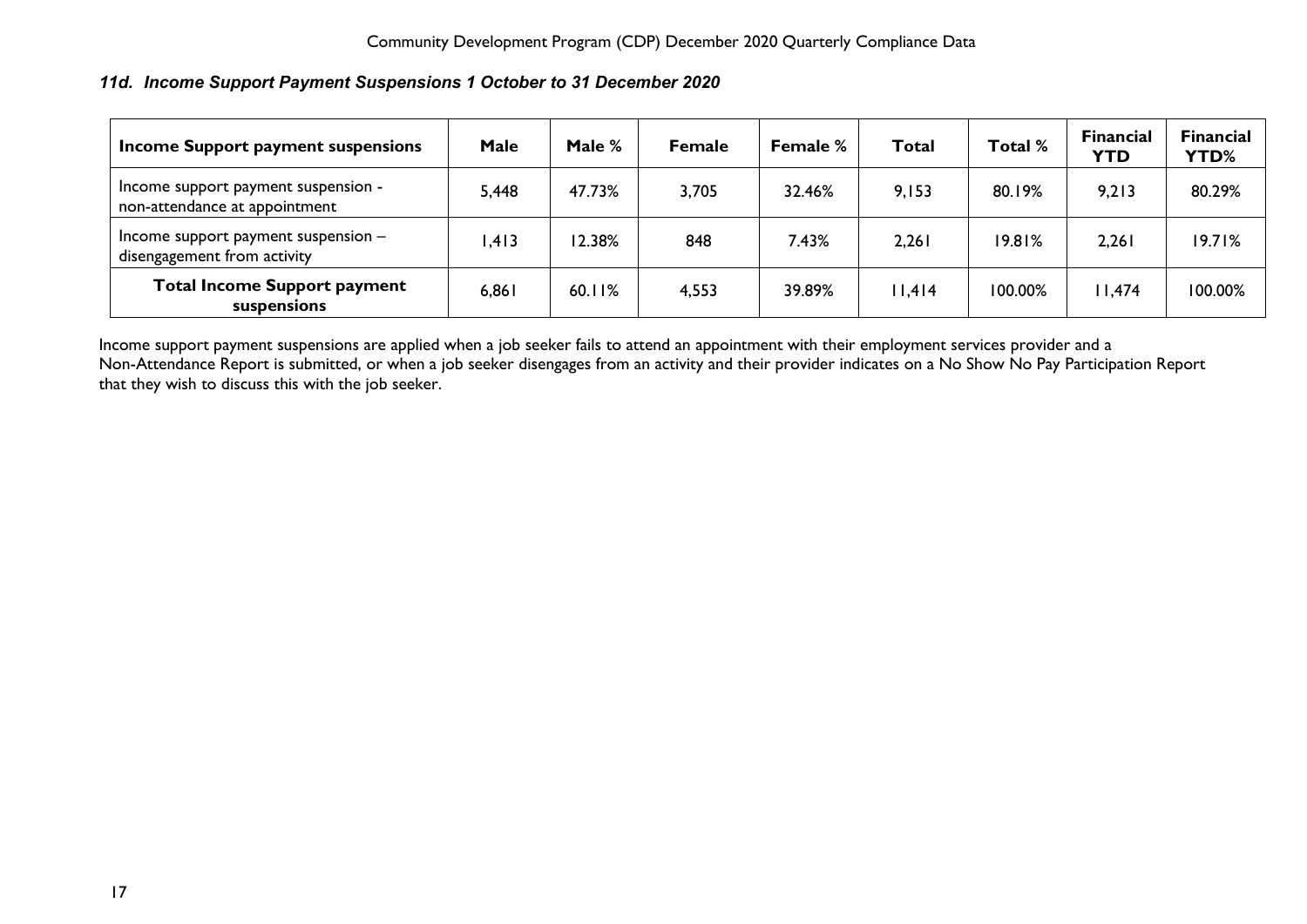### *11d. Income Support Payment Suspensions 1 October to 31 December 2020*

| Income Support payment suspensions | Male | Male % | Female | Female % | Total | Total % | Financial YTD | Financial YTD% |
|---|---|---|---|---|---|---|---|---|
| Income support payment suspension - non-attendance at appointment | 5,448 | 47.73% | 3,705 | 32.46% | 9,153 | 80.19% | 9,213 | 80.29% |
| Income support payment suspension – disengagement from activity | 1,413 | 12.38% | 848 | 7.43% | 2,261 | 19.81% | 2,261 | 19.71% |
| **Total Income Support payment suspensions** | 6,861 | 60.11% | 4,553 | 39.89% | 11,414 | 100.00% | 11,474 | 100.00% |

Income support payment suspensions are applied when a job seeker fails to attend an appointment with their employment services provider and a Non-Attendance Report is submitted, or when a job seeker disengages from an activity and their provider indicates on a No Show No Pay Participation Report that they wish to discuss this with the job seeker.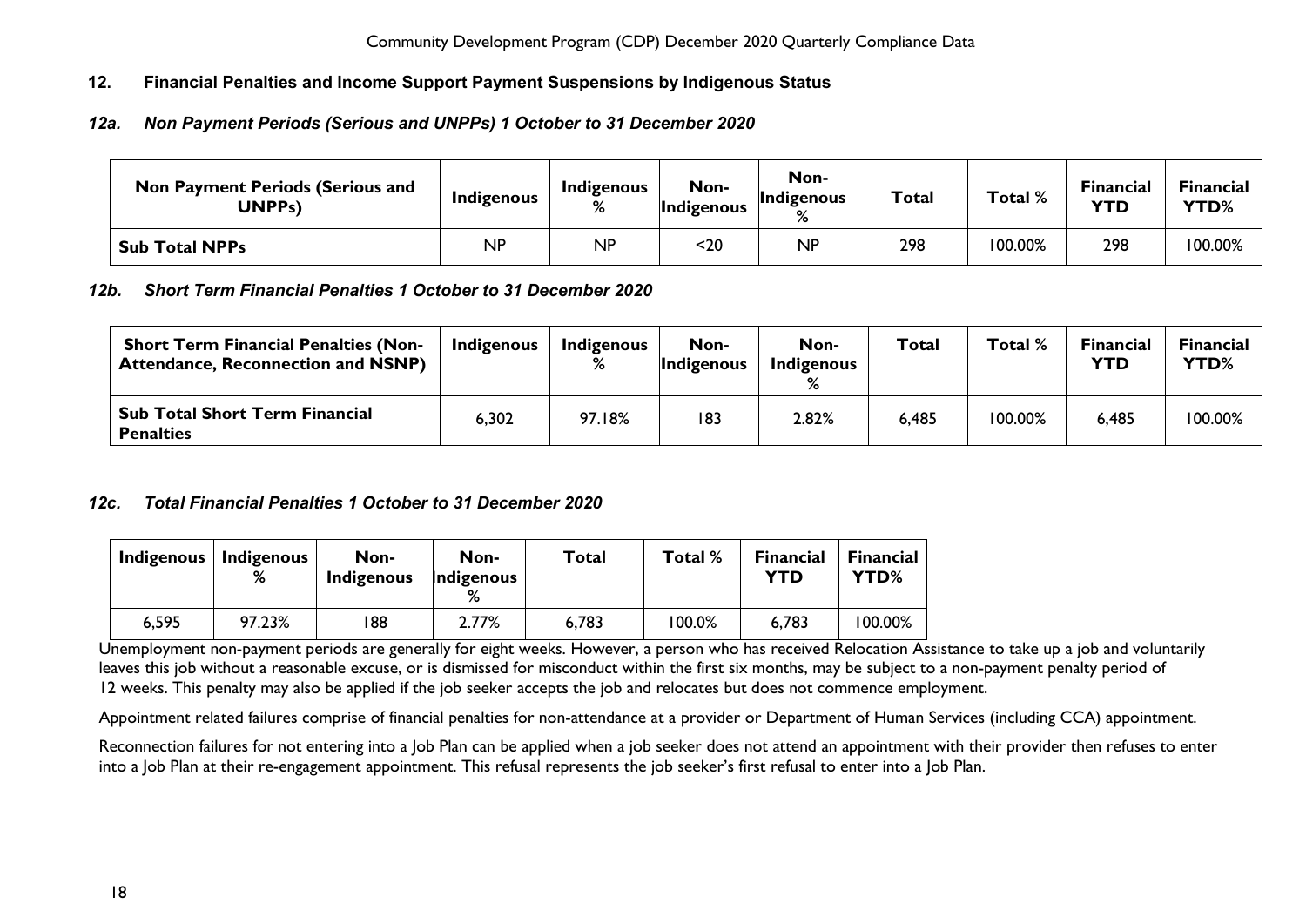## 12. Financial Penalties and Income Support Payment Suspensions by Indigenous Status

### *12a. Non Payment Periods (Serious and UNPPs) 1 October to 31 December 2020*

| Non Payment Periods (Serious and UNPPs) | Indigenous | Indigenous % | Non-Indigenous | Non-Indigenous % | Total | Total % | Financial YTD | Financial YTD% |
|---|---|---|---|---|---|---|---|---|
| **Sub Total NPPs** | NP | NP | <20 | NP | 298 | 100.00% | 298 | 100.00% |

### *12b. Short Term Financial Penalties 1 October to 31 December 2020*

| Short Term Financial Penalties (Non-Attendance, Reconnection and NSNP) | Indigenous | Indigenous % | Non-Indigenous | Non-Indigenous % | Total | Total % | Financial YTD | Financial YTD% |
|---|---|---|---|---|---|---|---|---|
| **Sub Total Short Term Financial Penalties** | 6,302 | 97.18% | 183 | 2.82% | 6,485 | 100.00% | 6,485 | 100.00% |

### *12c. Total Financial Penalties 1 October to 31 December 2020*

| Indigenous | Indigenous % | Non-Indigenous | Non-Indigenous % | Total | Total % | Financial YTD | Financial YTD% |
|---|---|---|---|---|---|---|---|
| 6,595 | 97.23% | 188 | 2.77% | 6,783 | 100.0% | 6,783 | 100.00% |

Unemployment non-payment periods are generally for eight weeks. However, a person who has received Relocation Assistance to take up a job and voluntarily leaves this job without a reasonable excuse, or is dismissed for misconduct within the first six months, may be subject to a non-payment penalty period of 12 weeks. This penalty may also be applied if the job seeker accepts the job and relocates but does not commence employment.

Appointment related failures comprise of financial penalties for non-attendance at a provider or Department of Human Services (including CCA) appointment.

Reconnection failures for not entering into a Job Plan can be applied when a job seeker does not attend an appointment with their provider then refuses to enter into a Job Plan at their re-engagement appointment. This refusal represents the job seeker's first refusal to enter into a Job Plan.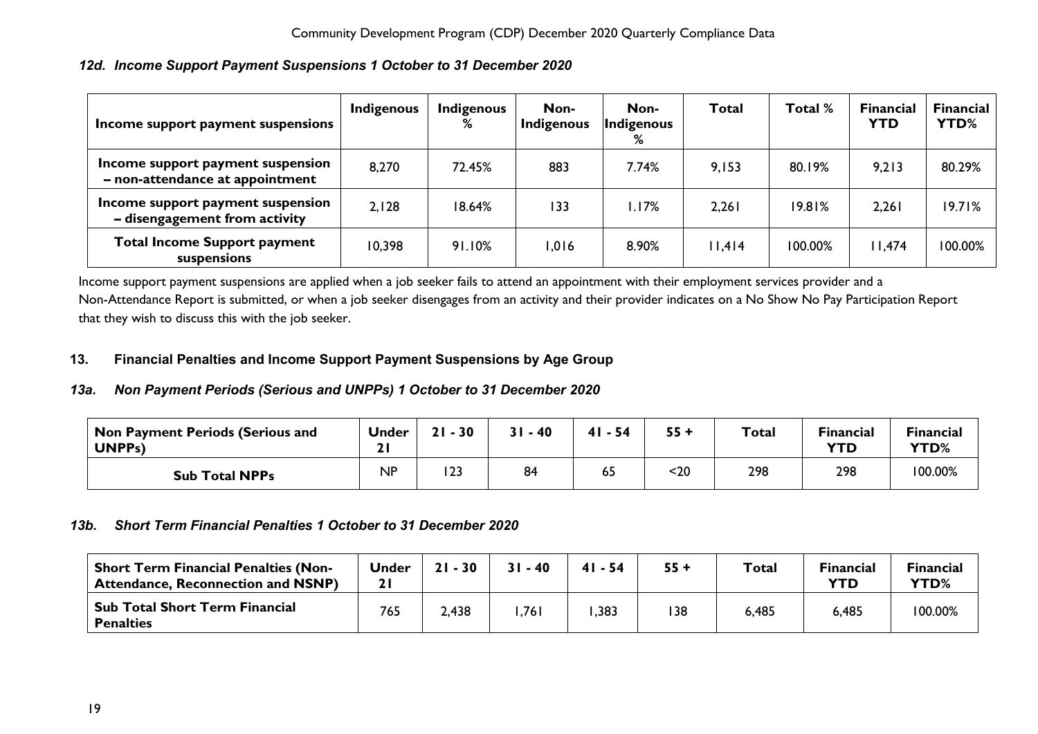### *12d. Income Support Payment Suspensions 1 October to 31 December 2020*

| Income support payment suspensions | Indigenous | Indigenous % | Non-Indigenous | Non-Indigenous % | Total | Total % | Financial YTD | Financial YTD% |
|---|---|---|---|---|---|---|---|---|
| Income support payment suspension – non-attendance at appointment | 8,270 | 72.45% | 883 | 7.74% | 9,153 | 80.19% | 9,213 | 80.29% |
| Income support payment suspension – disengagement from activity | 2,128 | 18.64% | 133 | 1.17% | 2,261 | 19.81% | 2,261 | 19.71% |
| **Total Income Support payment suspensions** | 10,398 | 91.10% | 1,016 | 8.90% | 11,414 | 100.00% | 11,474 | 100.00% |

Income support payment suspensions are applied when a job seeker fails to attend an appointment with their employment services provider and a Non-Attendance Report is submitted, or when a job seeker disengages from an activity and their provider indicates on a No Show No Pay Participation Report that they wish to discuss this with the job seeker.

## 13. Financial Penalties and Income Support Payment Suspensions by Age Group

### *13a. Non Payment Periods (Serious and UNPPs) 1 October to 31 December 2020*

| Non Payment Periods (Serious and UNPPs) | Under 21 | 21 - 30 | 31 - 40 | 41 - 54 | 55 + | Total | Financial YTD | Financial YTD% |
|---|---|---|---|---|---|---|---|---|
| **Sub Total NPPs** | NP | 123 | 84 | 65 | <20 | 298 | 298 | 100.00% |

### *13b. Short Term Financial Penalties 1 October to 31 December 2020*

| Short Term Financial Penalties (Non-Attendance, Reconnection and NSNP) | Under 21 | 21 - 30 | 31 - 40 | 41 - 54 | 55 + | Total | Financial YTD | Financial YTD% |
|---|---|---|---|---|---|---|---|---|
| **Sub Total Short Term Financial Penalties** | 765 | 2,438 | 1,761 | 1,383 | 138 | 6,485 | 6,485 | 100.00% |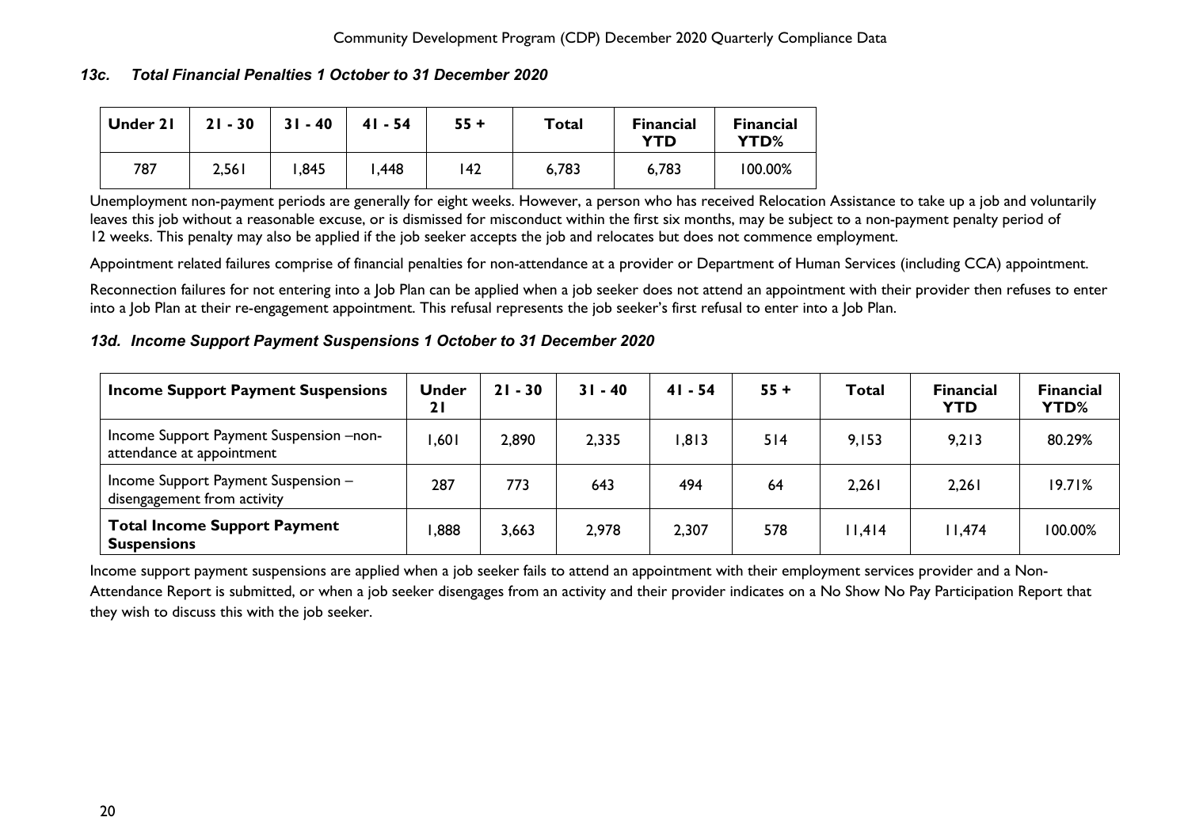### *13c. Total Financial Penalties 1 October to 31 December 2020*

| Under 21 | 21 - 30 | 31 - 40 | 41 - 54 | 55 + | Total | Financial YTD | Financial YTD% |
|---|---|---|---|---|---|---|---|
| 787 | 2,561 | 1,845 | 1,448 | 142 | 6,783 | 6,783 | 100.00% |

Unemployment non-payment periods are generally for eight weeks. However, a person who has received Relocation Assistance to take up a job and voluntarily leaves this job without a reasonable excuse, or is dismissed for misconduct within the first six months, may be subject to a non-payment penalty period of 12 weeks. This penalty may also be applied if the job seeker accepts the job and relocates but does not commence employment.

Appointment related failures comprise of financial penalties for non-attendance at a provider or Department of Human Services (including CCA) appointment.

Reconnection failures for not entering into a Job Plan can be applied when a job seeker does not attend an appointment with their provider then refuses to enter into a Job Plan at their re-engagement appointment. This refusal represents the job seeker's first refusal to enter into a Job Plan.

### *13d. Income Support Payment Suspensions 1 October to 31 December 2020*

| Income Support Payment Suspensions | Under 21 | 21 - 30 | 31 - 40 | 41 - 54 | 55 + | Total | Financial YTD | Financial YTD% |
|---|---|---|---|---|---|---|---|---|
| Income Support Payment Suspension –non-attendance at appointment | 1,601 | 2,890 | 2,335 | 1,813 | 514 | 9,153 | 9,213 | 80.29% |
| Income Support Payment Suspension – disengagement from activity | 287 | 773 | 643 | 494 | 64 | 2,261 | 2,261 | 19.71% |
| **Total Income Support Payment Suspensions** | 1,888 | 3,663 | 2,978 | 2,307 | 578 | 11,414 | 11,474 | 100.00% |

Income support payment suspensions are applied when a job seeker fails to attend an appointment with their employment services provider and a Non-Attendance Report is submitted, or when a job seeker disengages from an activity and their provider indicates on a No Show No Pay Participation Report that they wish to discuss this with the job seeker.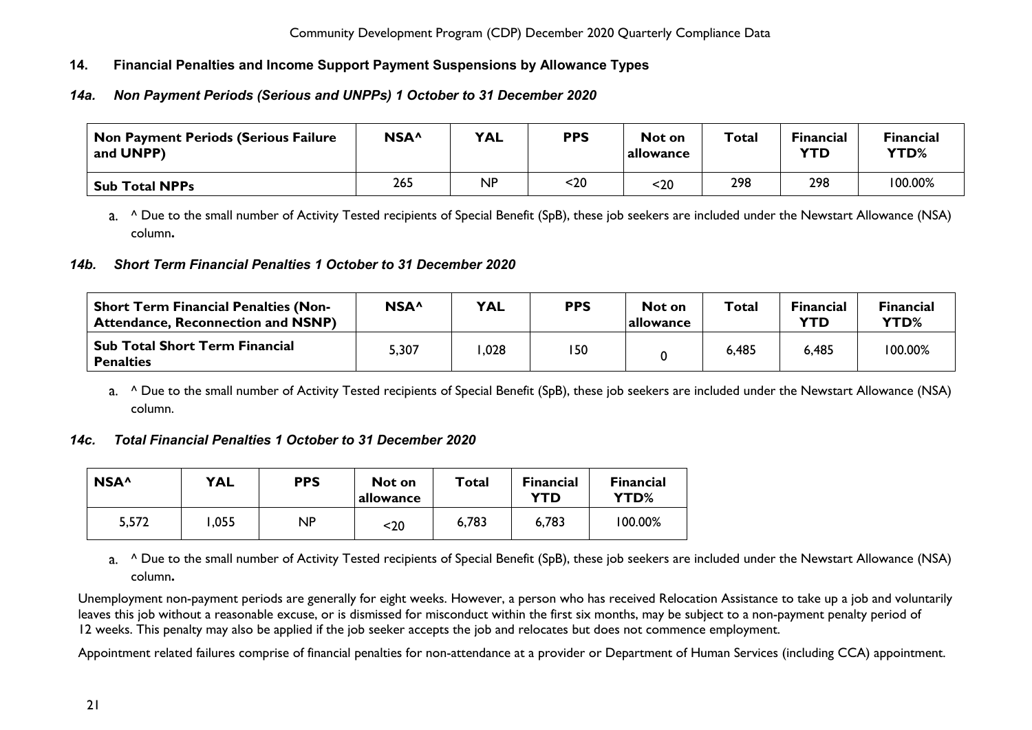## 14. Financial Penalties and Income Support Payment Suspensions by Allowance Types

### *14a. Non Payment Periods (Serious and UNPPs) 1 October to 31 December 2020*

| Non Payment Periods (Serious Failure and UNPP) | NSA^ | YAL | PPS | Not on allowance | Total | Financial YTD | Financial YTD% |
|---|---|---|---|---|---|---|---|
| **Sub Total NPPs** | 265 | NP | <20 | <20 | 298 | 298 | 100.00% |

a. ^ Due to the small number of Activity Tested recipients of Special Benefit (SpB), these job seekers are included under the Newstart Allowance (NSA) column**.**

### *14b. Short Term Financial Penalties 1 October to 31 December 2020*

| Short Term Financial Penalties (Non-Attendance, Reconnection and NSNP) | NSA^ | YAL | PPS | Not on allowance | Total | Financial YTD | Financial YTD% |
|---|---|---|---|---|---|---|---|
| **Sub Total Short Term Financial Penalties** | 5,307 | 1,028 | 150 | 0 | 6,485 | 6,485 | 100.00% |

a. ^ Due to the small number of Activity Tested recipients of Special Benefit (SpB), these job seekers are included under the Newstart Allowance (NSA) column.

### *14c. Total Financial Penalties 1 October to 31 December 2020*

| NSA^ | YAL | PPS | Not on allowance | Total | Financial YTD | Financial YTD% |
|---|---|---|---|---|---|---|
| 5,572 | 1,055 | NP | <20 | 6,783 | 6,783 | 100.00% |

a. ^ Due to the small number of Activity Tested recipients of Special Benefit (SpB), these job seekers are included under the Newstart Allowance (NSA) column**.**

Unemployment non-payment periods are generally for eight weeks. However, a person who has received Relocation Assistance to take up a job and voluntarily leaves this job without a reasonable excuse, or is dismissed for misconduct within the first six months, may be subject to a non-payment penalty period of 12 weeks. This penalty may also be applied if the job seeker accepts the job and relocates but does not commence employment.

Appointment related failures comprise of financial penalties for non-attendance at a provider or Department of Human Services (including CCA) appointment.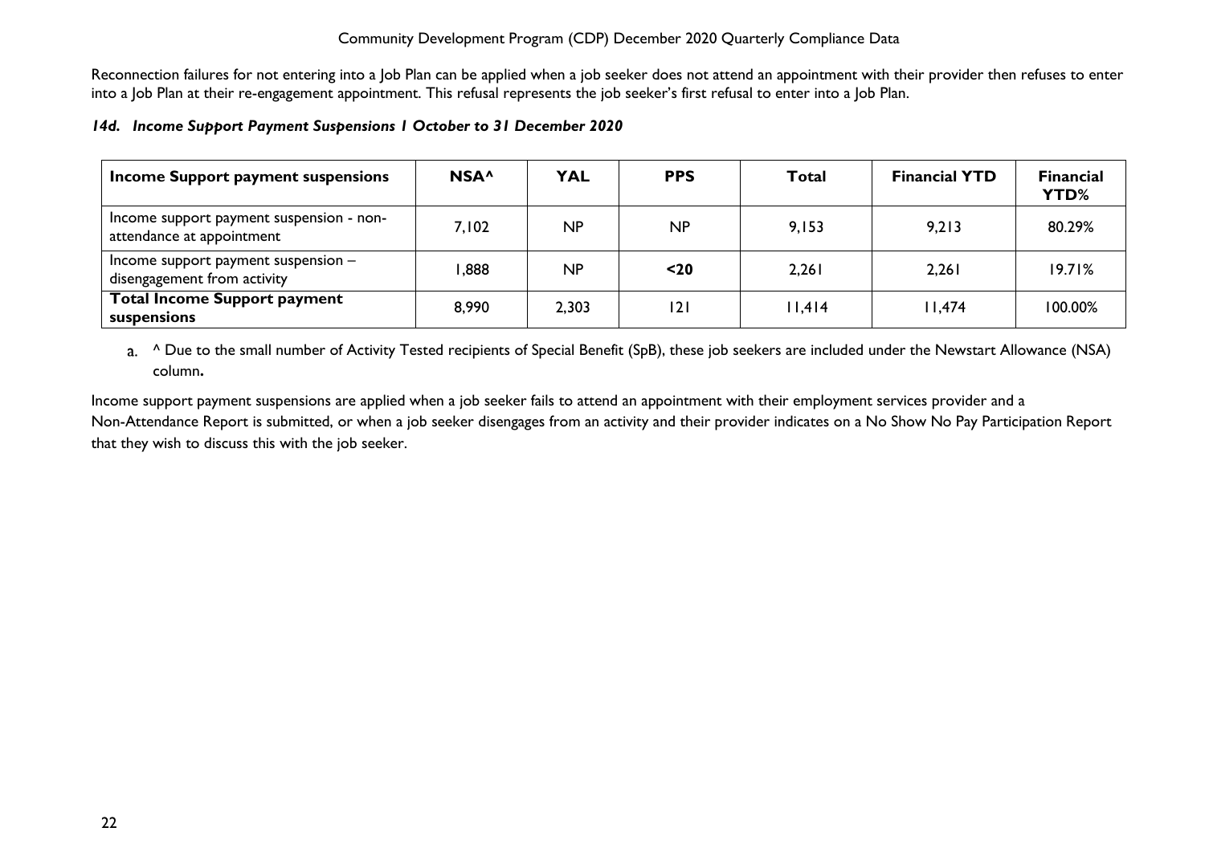Reconnection failures for not entering into a Job Plan can be applied when a job seeker does not attend an appointment with their provider then refuses to enter into a Job Plan at their re-engagement appointment. This refusal represents the job seeker's first refusal to enter into a Job Plan.

#### *14d. Income Support Payment Suspensions 1 October to 31 December 2020*

| Income Support payment suspensions | NSA^ | YAL | PPS | Total | Financial YTD | Financial YTD% |
|---|---|---|---|---|---|---|
| Income support payment suspension - non-attendance at appointment | 7,102 | NP | NP | 9,153 | 9,213 | 80.29% |
| Income support payment suspension – disengagement from activity | 1,888 | NP | **<20** | 2,261 | 2,261 | 19.71% |
| **Total Income Support payment suspensions** | 8,990 | 2,303 | 121 | 11,414 | 11,474 | 100.00% |

a. ^ Due to the small number of Activity Tested recipients of Special Benefit (SpB), these job seekers are included under the Newstart Allowance (NSA) column**.**

Income support payment suspensions are applied when a job seeker fails to attend an appointment with their employment services provider and a Non-Attendance Report is submitted, or when a job seeker disengages from an activity and their provider indicates on a No Show No Pay Participation Report that they wish to discuss this with the job seeker.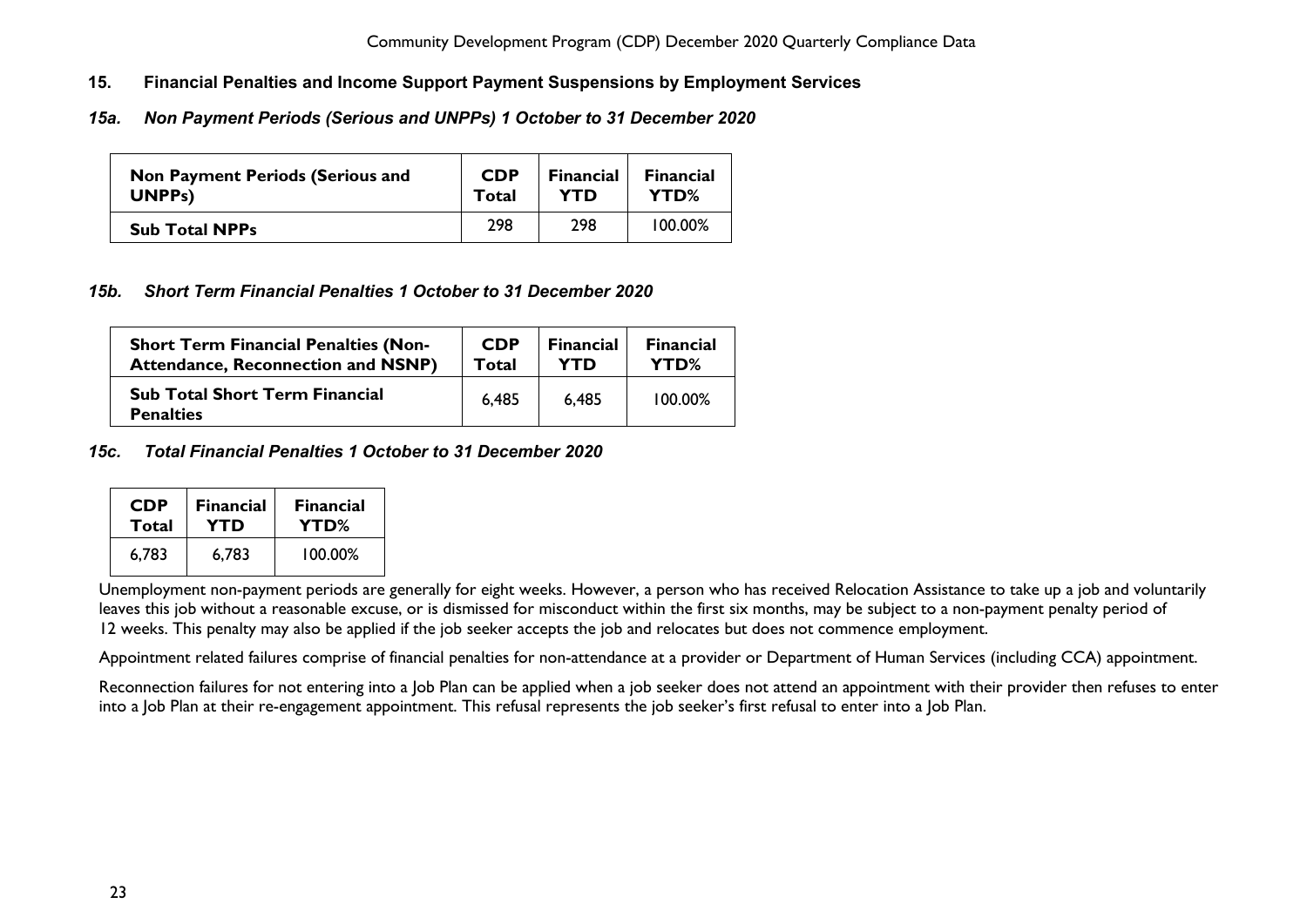## 15. Financial Penalties and Income Support Payment Suspensions by Employment Services

### *15a. Non Payment Periods (Serious and UNPPs) 1 October to 31 December 2020*

| Non Payment Periods (Serious and UNPPs) | CDP Total | Financial YTD | Financial YTD% |
|---|---|---|---|
| **Sub Total NPPs** | 298 | 298 | 100.00% |

### *15b. Short Term Financial Penalties 1 October to 31 December 2020*

| Short Term Financial Penalties (Non-Attendance, Reconnection and NSNP) | CDP Total | Financial YTD | Financial YTD% |
|---|---|---|---|
| **Sub Total Short Term Financial Penalties** | 6,485 | 6,485 | 100.00% |

### *15c. Total Financial Penalties 1 October to 31 December 2020*

| CDP Total | Financial YTD | Financial YTD% |
|---|---|---|
| 6,783 | 6,783 | 100.00% |

Unemployment non-payment periods are generally for eight weeks. However, a person who has received Relocation Assistance to take up a job and voluntarily leaves this job without a reasonable excuse, or is dismissed for misconduct within the first six months, may be subject to a non-payment penalty period of 12 weeks. This penalty may also be applied if the job seeker accepts the job and relocates but does not commence employment.

Appointment related failures comprise of financial penalties for non-attendance at a provider or Department of Human Services (including CCA) appointment.

Reconnection failures for not entering into a Job Plan can be applied when a job seeker does not attend an appointment with their provider then refuses to enter into a Job Plan at their re-engagement appointment. This refusal represents the job seeker's first refusal to enter into a Job Plan.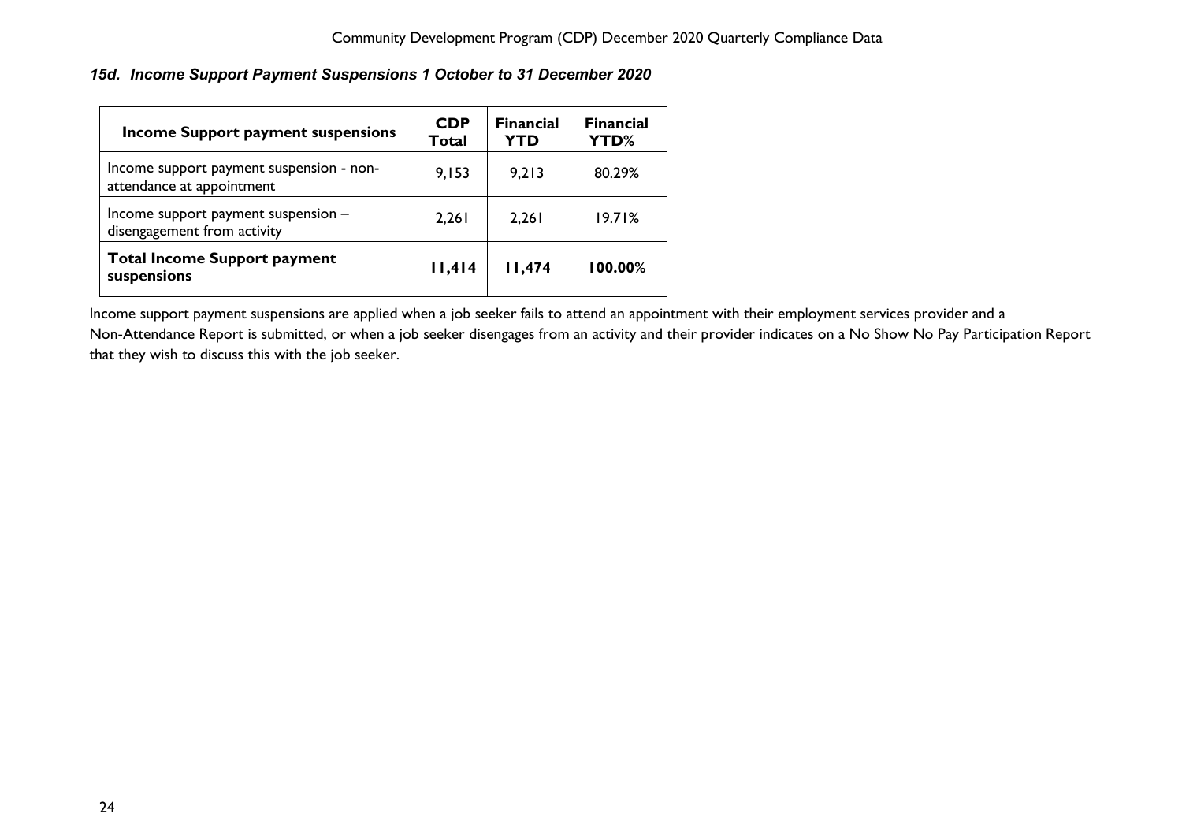### *15d. Income Support Payment Suspensions 1 October to 31 December 2020*

| Income Support payment suspensions | CDP Total | Financial YTD | Financial YTD% |
|---|---|---|---|
| Income support payment suspension - non-attendance at appointment | 9,153 | 9,213 | 80.29% |
| Income support payment suspension – disengagement from activity | 2,261 | 2,261 | 19.71% |
| **Total Income Support payment suspensions** | **11,414** | **11,474** | **100.00%** |

Income support payment suspensions are applied when a job seeker fails to attend an appointment with their employment services provider and a Non-Attendance Report is submitted, or when a job seeker disengages from an activity and their provider indicates on a No Show No Pay Participation Report that they wish to discuss this with the job seeker.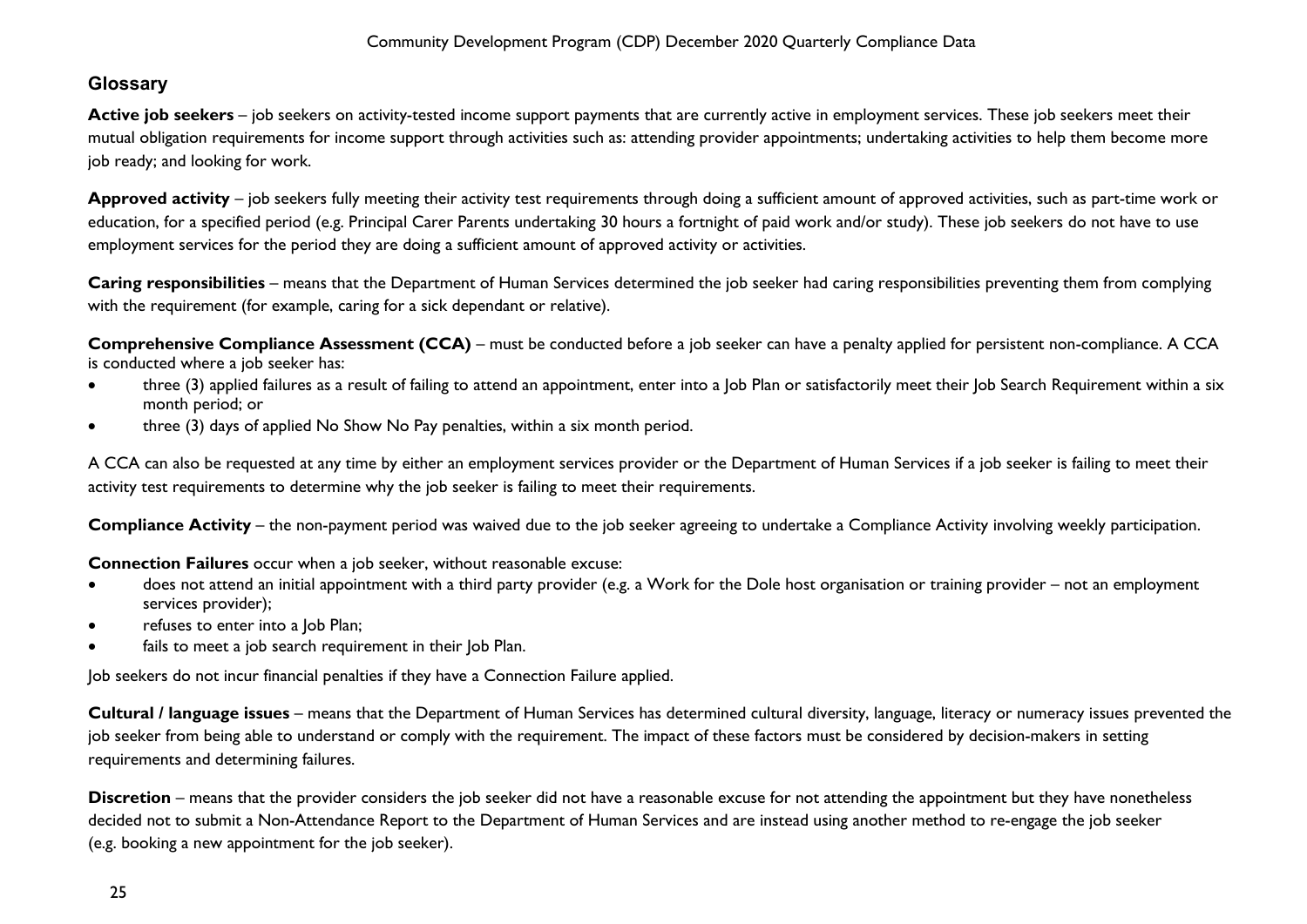## Glossary

**Active job seekers** – job seekers on activity-tested income support payments that are currently active in employment services. These job seekers meet their mutual obligation requirements for income support through activities such as: attending provider appointments; undertaking activities to help them become more job ready; and looking for work.

**Approved activity** – job seekers fully meeting their activity test requirements through doing a sufficient amount of approved activities, such as part-time work or education, for a specified period (e.g. Principal Carer Parents undertaking 30 hours a fortnight of paid work and/or study). These job seekers do not have to use employment services for the period they are doing a sufficient amount of approved activity or activities.

**Caring responsibilities** – means that the Department of Human Services determined the job seeker had caring responsibilities preventing them from complying with the requirement (for example, caring for a sick dependant or relative).

**Comprehensive Compliance Assessment (CCA)** – must be conducted before a job seeker can have a penalty applied for persistent non-compliance. A CCA is conducted where a job seeker has:

- three (3) applied failures as a result of failing to attend an appointment, enter into a Job Plan or satisfactorily meet their Job Search Requirement within a six month period; or
- three (3) days of applied No Show No Pay penalties, within a six month period.

A CCA can also be requested at any time by either an employment services provider or the Department of Human Services if a job seeker is failing to meet their activity test requirements to determine why the job seeker is failing to meet their requirements.

**Compliance Activity** – the non-payment period was waived due to the job seeker agreeing to undertake a Compliance Activity involving weekly participation.

**Connection Failures** occur when a job seeker, without reasonable excuse:

- does not attend an initial appointment with a third party provider (e.g. a Work for the Dole host organisation or training provider – not an employment services provider);
- refuses to enter into a Job Plan;
- fails to meet a job search requirement in their Job Plan.

Job seekers do not incur financial penalties if they have a Connection Failure applied.

**Cultural / language issues** – means that the Department of Human Services has determined cultural diversity, language, literacy or numeracy issues prevented the job seeker from being able to understand or comply with the requirement. The impact of these factors must be considered by decision-makers in setting requirements and determining failures.

**Discretion** – means that the provider considers the job seeker did not have a reasonable excuse for not attending the appointment but they have nonetheless decided not to submit a Non-Attendance Report to the Department of Human Services and are instead using another method to re-engage the job seeker (e.g. booking a new appointment for the job seeker).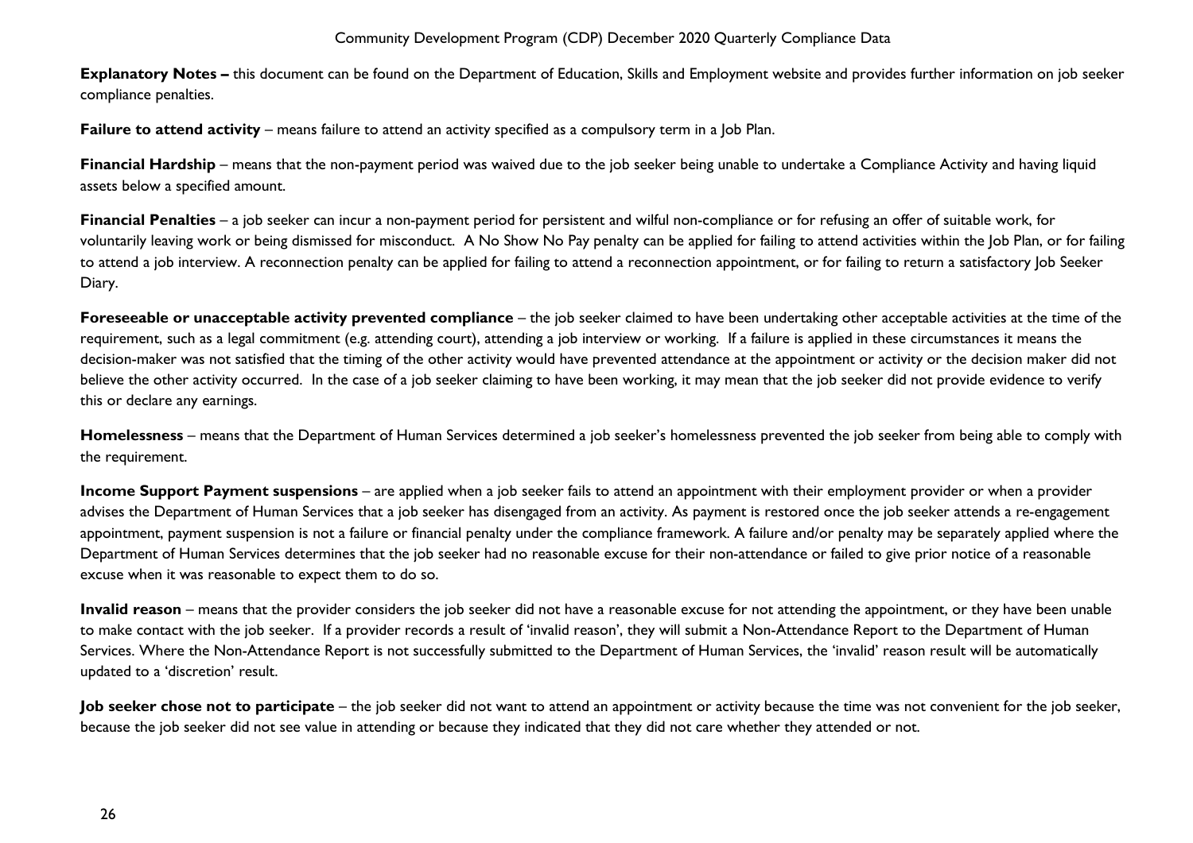**Explanatory Notes –** this document can be found on the Department of Education, Skills and Employment website and provides further information on job seeker compliance penalties.

**Failure to attend activity** – means failure to attend an activity specified as a compulsory term in a Job Plan.

**Financial Hardship** – means that the non-payment period was waived due to the job seeker being unable to undertake a Compliance Activity and having liquid assets below a specified amount.

**Financial Penalties** – a job seeker can incur a non-payment period for persistent and wilful non-compliance or for refusing an offer of suitable work, for voluntarily leaving work or being dismissed for misconduct. A No Show No Pay penalty can be applied for failing to attend activities within the Job Plan, or for failing to attend a job interview. A reconnection penalty can be applied for failing to attend a reconnection appointment, or for failing to return a satisfactory Job Seeker Diary.

**Foreseeable or unacceptable activity prevented compliance** – the job seeker claimed to have been undertaking other acceptable activities at the time of the requirement, such as a legal commitment (e.g. attending court), attending a job interview or working. If a failure is applied in these circumstances it means the decision-maker was not satisfied that the timing of the other activity would have prevented attendance at the appointment or activity or the decision maker did not believe the other activity occurred. In the case of a job seeker claiming to have been working, it may mean that the job seeker did not provide evidence to verify this or declare any earnings.

**Homelessness** – means that the Department of Human Services determined a job seeker's homelessness prevented the job seeker from being able to comply with the requirement.

**Income Support Payment suspensions** – are applied when a job seeker fails to attend an appointment with their employment provider or when a provider advises the Department of Human Services that a job seeker has disengaged from an activity. As payment is restored once the job seeker attends a re-engagement appointment, payment suspension is not a failure or financial penalty under the compliance framework. A failure and/or penalty may be separately applied where the Department of Human Services determines that the job seeker had no reasonable excuse for their non-attendance or failed to give prior notice of a reasonable excuse when it was reasonable to expect them to do so.

**Invalid reason** – means that the provider considers the job seeker did not have a reasonable excuse for not attending the appointment, or they have been unable to make contact with the job seeker. If a provider records a result of 'invalid reason', they will submit a Non-Attendance Report to the Department of Human Services. Where the Non-Attendance Report is not successfully submitted to the Department of Human Services, the 'invalid' reason result will be automatically updated to a 'discretion' result.

**Job seeker chose not to participate** – the job seeker did not want to attend an appointment or activity because the time was not convenient for the job seeker, because the job seeker did not see value in attending or because they indicated that they did not care whether they attended or not.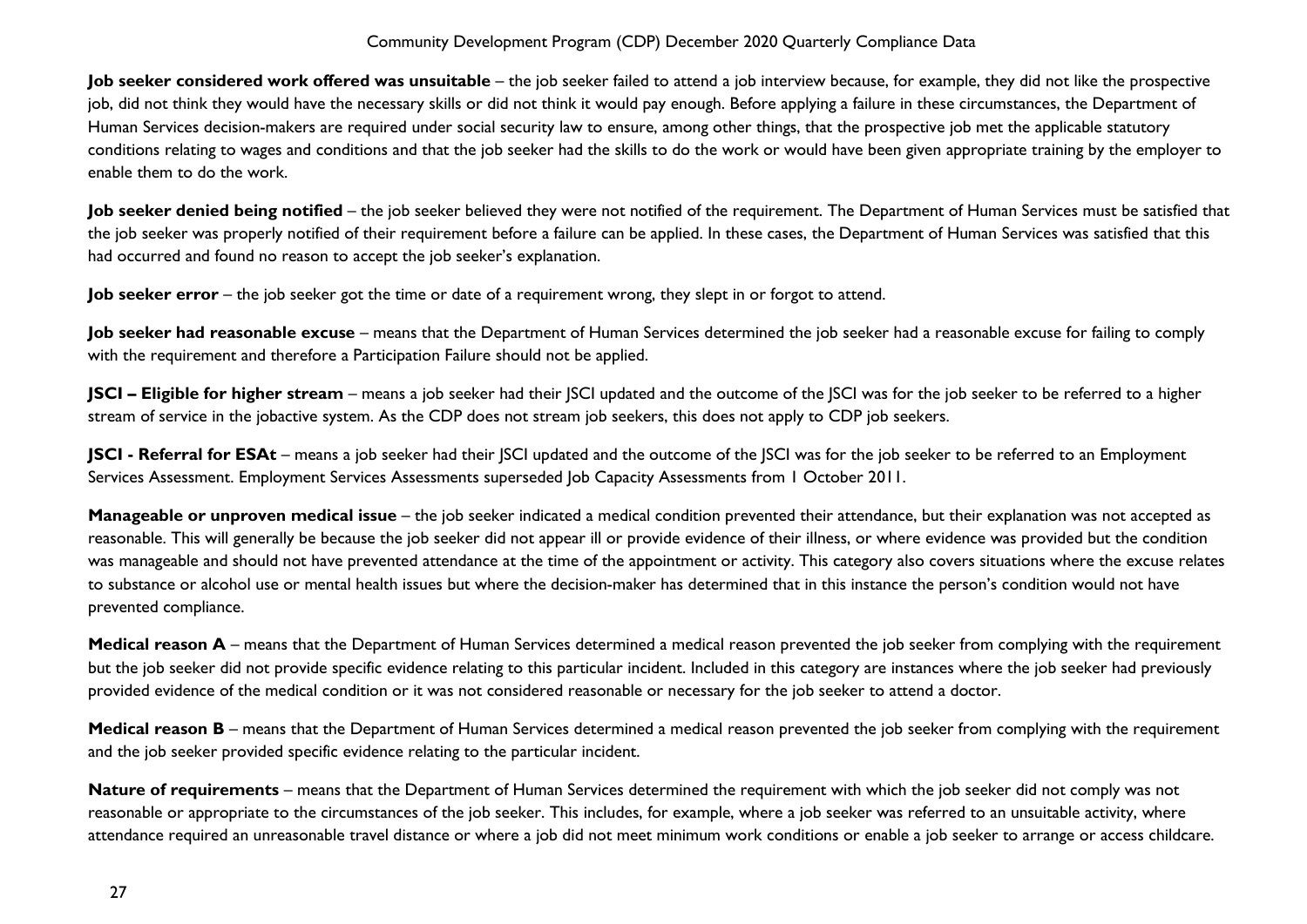**Job seeker considered work offered was unsuitable** – the job seeker failed to attend a job interview because, for example, they did not like the prospective job, did not think they would have the necessary skills or did not think it would pay enough. Before applying a failure in these circumstances, the Department of Human Services decision-makers are required under social security law to ensure, among other things, that the prospective job met the applicable statutory conditions relating to wages and conditions and that the job seeker had the skills to do the work or would have been given appropriate training by the employer to enable them to do the work.

**Job seeker denied being notified** – the job seeker believed they were not notified of the requirement. The Department of Human Services must be satisfied that the job seeker was properly notified of their requirement before a failure can be applied. In these cases, the Department of Human Services was satisfied that this had occurred and found no reason to accept the job seeker's explanation.

**Job seeker error** – the job seeker got the time or date of a requirement wrong, they slept in or forgot to attend.

**Job seeker had reasonable excuse** – means that the Department of Human Services determined the job seeker had a reasonable excuse for failing to comply with the requirement and therefore a Participation Failure should not be applied.

**JSCI – Eligible for higher stream** – means a job seeker had their JSCI updated and the outcome of the JSCI was for the job seeker to be referred to a higher stream of service in the jobactive system. As the CDP does not stream job seekers, this does not apply to CDP job seekers.

**JSCI - Referral for ESAt** – means a job seeker had their JSCI updated and the outcome of the JSCI was for the job seeker to be referred to an Employment Services Assessment. Employment Services Assessments superseded Job Capacity Assessments from 1 October 2011.

**Manageable or unproven medical issue** – the job seeker indicated a medical condition prevented their attendance, but their explanation was not accepted as reasonable. This will generally be because the job seeker did not appear ill or provide evidence of their illness, or where evidence was provided but the condition was manageable and should not have prevented attendance at the time of the appointment or activity. This category also covers situations where the excuse relates to substance or alcohol use or mental health issues but where the decision-maker has determined that in this instance the person's condition would not have prevented compliance.

**Medical reason A** – means that the Department of Human Services determined a medical reason prevented the job seeker from complying with the requirement but the job seeker did not provide specific evidence relating to this particular incident. Included in this category are instances where the job seeker had previously provided evidence of the medical condition or it was not considered reasonable or necessary for the job seeker to attend a doctor.

**Medical reason B** – means that the Department of Human Services determined a medical reason prevented the job seeker from complying with the requirement and the job seeker provided specific evidence relating to the particular incident.

**Nature of requirements** – means that the Department of Human Services determined the requirement with which the job seeker did not comply was not reasonable or appropriate to the circumstances of the job seeker. This includes, for example, where a job seeker was referred to an unsuitable activity, where attendance required an unreasonable travel distance or where a job did not meet minimum work conditions or enable a job seeker to arrange or access childcare.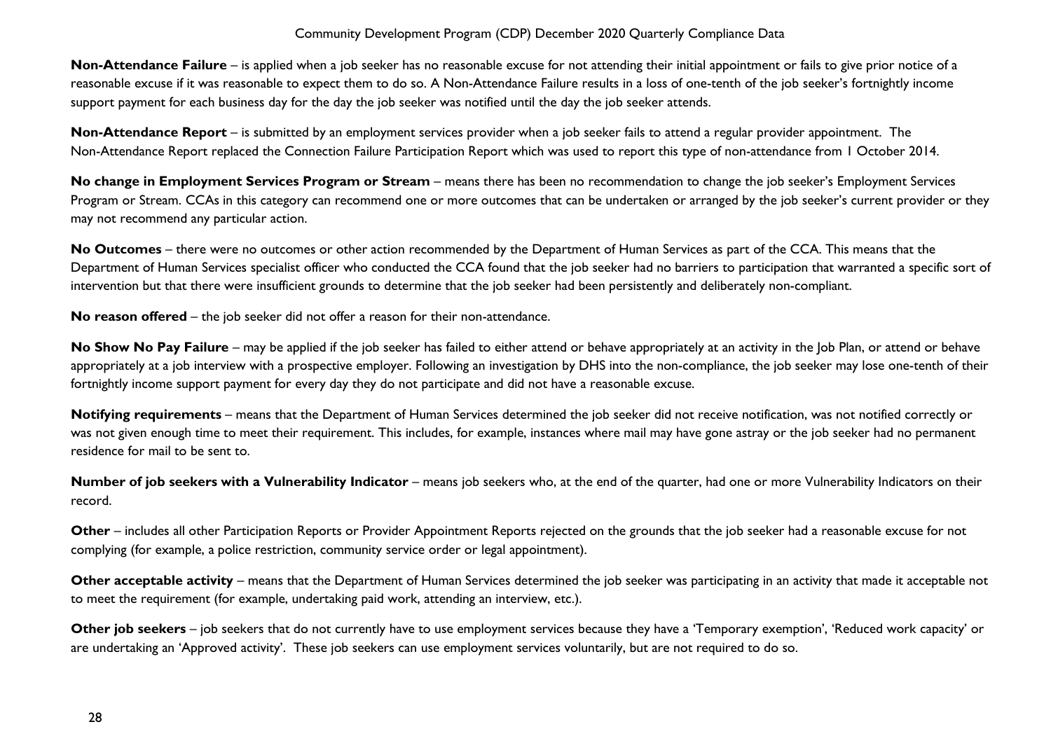**Non-Attendance Failure** – is applied when a job seeker has no reasonable excuse for not attending their initial appointment or fails to give prior notice of a reasonable excuse if it was reasonable to expect them to do so. A Non-Attendance Failure results in a loss of one-tenth of the job seeker's fortnightly income support payment for each business day for the day the job seeker was notified until the day the job seeker attends.

**Non-Attendance Report** – is submitted by an employment services provider when a job seeker fails to attend a regular provider appointment. The Non-Attendance Report replaced the Connection Failure Participation Report which was used to report this type of non-attendance from 1 October 2014.

**No change in Employment Services Program or Stream** – means there has been no recommendation to change the job seeker's Employment Services Program or Stream. CCAs in this category can recommend one or more outcomes that can be undertaken or arranged by the job seeker's current provider or they may not recommend any particular action.

**No Outcomes** – there were no outcomes or other action recommended by the Department of Human Services as part of the CCA. This means that the Department of Human Services specialist officer who conducted the CCA found that the job seeker had no barriers to participation that warranted a specific sort of intervention but that there were insufficient grounds to determine that the job seeker had been persistently and deliberately non-compliant.

**No reason offered** – the job seeker did not offer a reason for their non-attendance.

**No Show No Pay Failure** – may be applied if the job seeker has failed to either attend or behave appropriately at an activity in the Job Plan, or attend or behave appropriately at a job interview with a prospective employer. Following an investigation by DHS into the non-compliance, the job seeker may lose one-tenth of their fortnightly income support payment for every day they do not participate and did not have a reasonable excuse.

**Notifying requirements** – means that the Department of Human Services determined the job seeker did not receive notification, was not notified correctly or was not given enough time to meet their requirement. This includes, for example, instances where mail may have gone astray or the job seeker had no permanent residence for mail to be sent to.

**Number of job seekers with a Vulnerability Indicator** – means job seekers who, at the end of the quarter, had one or more Vulnerability Indicators on their record.

**Other** – includes all other Participation Reports or Provider Appointment Reports rejected on the grounds that the job seeker had a reasonable excuse for not complying (for example, a police restriction, community service order or legal appointment).

**Other acceptable activity** – means that the Department of Human Services determined the job seeker was participating in an activity that made it acceptable not to meet the requirement (for example, undertaking paid work, attending an interview, etc.).

**Other job seekers** – job seekers that do not currently have to use employment services because they have a 'Temporary exemption', 'Reduced work capacity' or are undertaking an 'Approved activity'. These job seekers can use employment services voluntarily, but are not required to do so.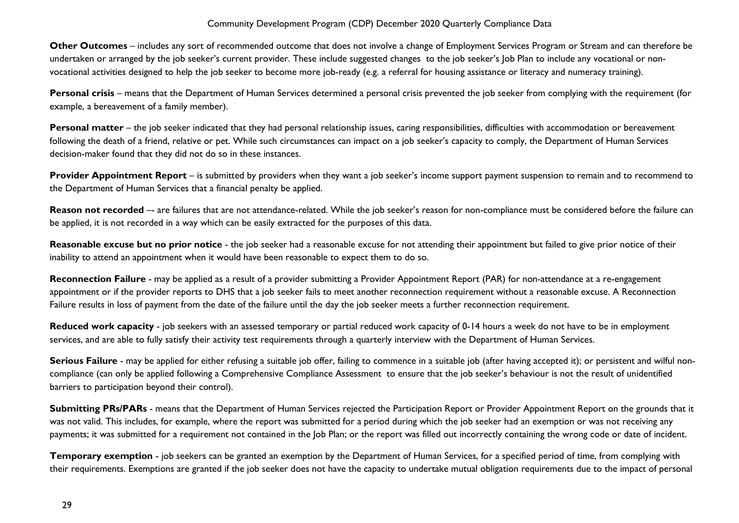**Other Outcomes** – includes any sort of recommended outcome that does not involve a change of Employment Services Program or Stream and can therefore be undertaken or arranged by the job seeker's current provider. These include suggested changes to the job seeker's Job Plan to include any vocational or non-vocational activities designed to help the job seeker to become more job-ready (e.g. a referral for housing assistance or literacy and numeracy training).

**Personal crisis** – means that the Department of Human Services determined a personal crisis prevented the job seeker from complying with the requirement (for example, a bereavement of a family member).

**Personal matter** – the job seeker indicated that they had personal relationship issues, caring responsibilities, difficulties with accommodation or bereavement following the death of a friend, relative or pet. While such circumstances can impact on a job seeker's capacity to comply, the Department of Human Services decision-maker found that they did not do so in these instances.

**Provider Appointment Report** – is submitted by providers when they want a job seeker's income support payment suspension to remain and to recommend to the Department of Human Services that a financial penalty be applied.

**Reason not recorded** –- are failures that are not attendance-related. While the job seeker's reason for non-compliance must be considered before the failure can be applied, it is not recorded in a way which can be easily extracted for the purposes of this data.

**Reasonable excuse but no prior notice** - the job seeker had a reasonable excuse for not attending their appointment but failed to give prior notice of their inability to attend an appointment when it would have been reasonable to expect them to do so.

**Reconnection Failure** - may be applied as a result of a provider submitting a Provider Appointment Report (PAR) for non-attendance at a re-engagement appointment or if the provider reports to DHS that a job seeker fails to meet another reconnection requirement without a reasonable excuse. A Reconnection Failure results in loss of payment from the date of the failure until the day the job seeker meets a further reconnection requirement.

**Reduced work capacity** - job seekers with an assessed temporary or partial reduced work capacity of 0-14 hours a week do not have to be in employment services, and are able to fully satisfy their activity test requirements through a quarterly interview with the Department of Human Services.

**Serious Failure** - may be applied for either refusing a suitable job offer, failing to commence in a suitable job (after having accepted it); or persistent and wilful non-compliance (can only be applied following a Comprehensive Compliance Assessment to ensure that the job seeker's behaviour is not the result of unidentified barriers to participation beyond their control).

**Submitting PRs/PARs** - means that the Department of Human Services rejected the Participation Report or Provider Appointment Report on the grounds that it was not valid. This includes, for example, where the report was submitted for a period during which the job seeker had an exemption or was not receiving any payments; it was submitted for a requirement not contained in the Job Plan; or the report was filled out incorrectly containing the wrong code or date of incident.

**Temporary exemption** - job seekers can be granted an exemption by the Department of Human Services, for a specified period of time, from complying with their requirements. Exemptions are granted if the job seeker does not have the capacity to undertake mutual obligation requirements due to the impact of personal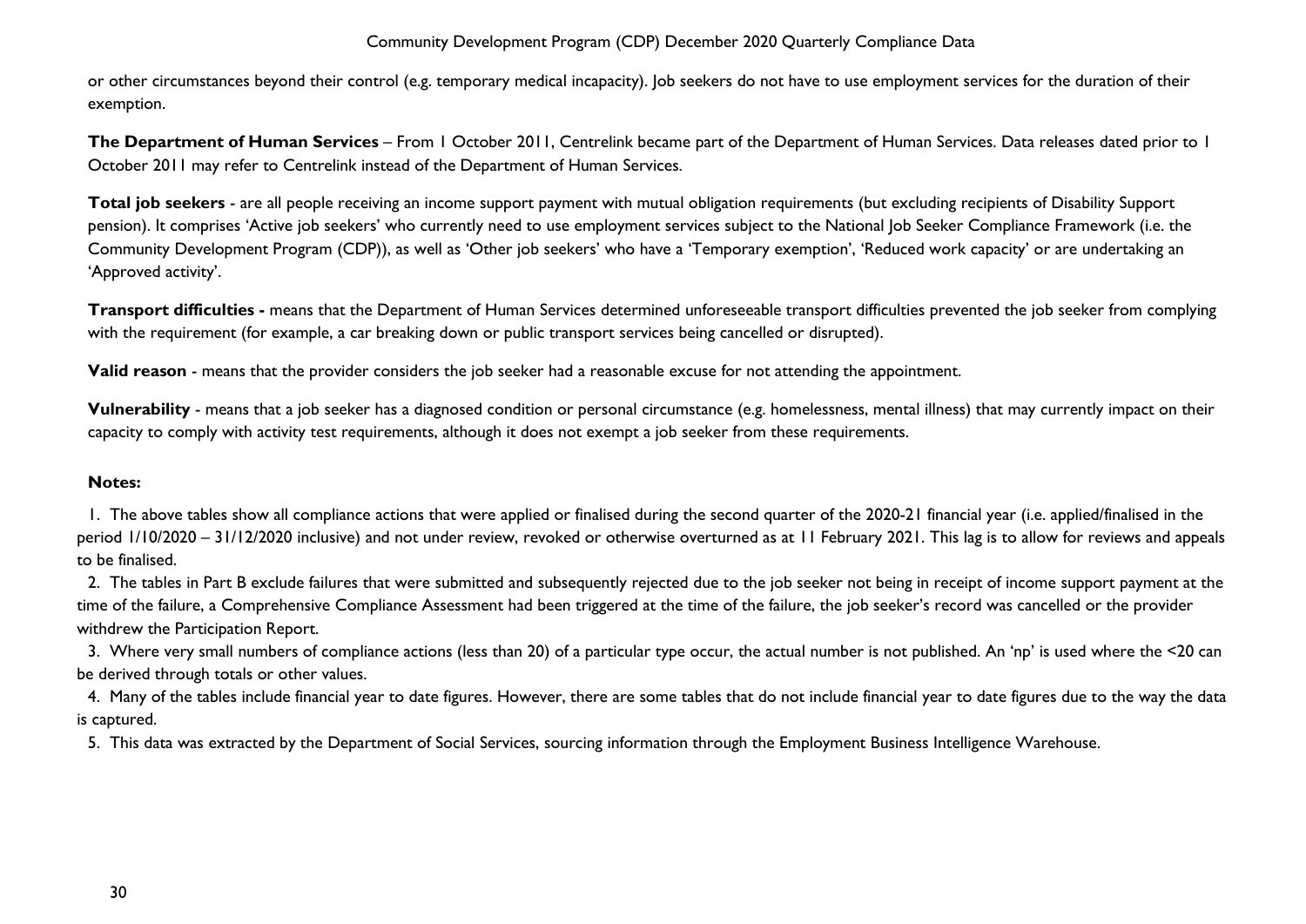or other circumstances beyond their control (e.g. temporary medical incapacity). Job seekers do not have to use employment services for the duration of their exemption.

**The Department of Human Services** – From 1 October 2011, Centrelink became part of the Department of Human Services. Data releases dated prior to 1 October 2011 may refer to Centrelink instead of the Department of Human Services.

**Total job seekers** - are all people receiving an income support payment with mutual obligation requirements (but excluding recipients of Disability Support pension). It comprises 'Active job seekers' who currently need to use employment services subject to the National Job Seeker Compliance Framework (i.e. the Community Development Program (CDP)), as well as 'Other job seekers' who have a 'Temporary exemption', 'Reduced work capacity' or are undertaking an 'Approved activity'.

**Transport difficulties -** means that the Department of Human Services determined unforeseeable transport difficulties prevented the job seeker from complying with the requirement (for example, a car breaking down or public transport services being cancelled or disrupted).

**Valid reason** - means that the provider considers the job seeker had a reasonable excuse for not attending the appointment.

**Vulnerability** - means that a job seeker has a diagnosed condition or personal circumstance (e.g. homelessness, mental illness) that may currently impact on their capacity to comply with activity test requirements, although it does not exempt a job seeker from these requirements.

**Notes:**

1. The above tables show all compliance actions that were applied or finalised during the second quarter of the 2020-21 financial year (i.e. applied/finalised in the period 1/10/2020 – 31/12/2020 inclusive) and not under review, revoked or otherwise overturned as at 11 February 2021. This lag is to allow for reviews and appeals to be finalised.
2. The tables in Part B exclude failures that were submitted and subsequently rejected due to the job seeker not being in receipt of income support payment at the time of the failure, a Comprehensive Compliance Assessment had been triggered at the time of the failure, the job seeker's record was cancelled or the provider withdrew the Participation Report.
3. Where very small numbers of compliance actions (less than 20) of a particular type occur, the actual number is not published. An 'np' is used where the <20 can be derived through totals or other values.
4. Many of the tables include financial year to date figures. However, there are some tables that do not include financial year to date figures due to the way the data is captured.
5. This data was extracted by the Department of Social Services, sourcing information through the Employment Business Intelligence Warehouse.